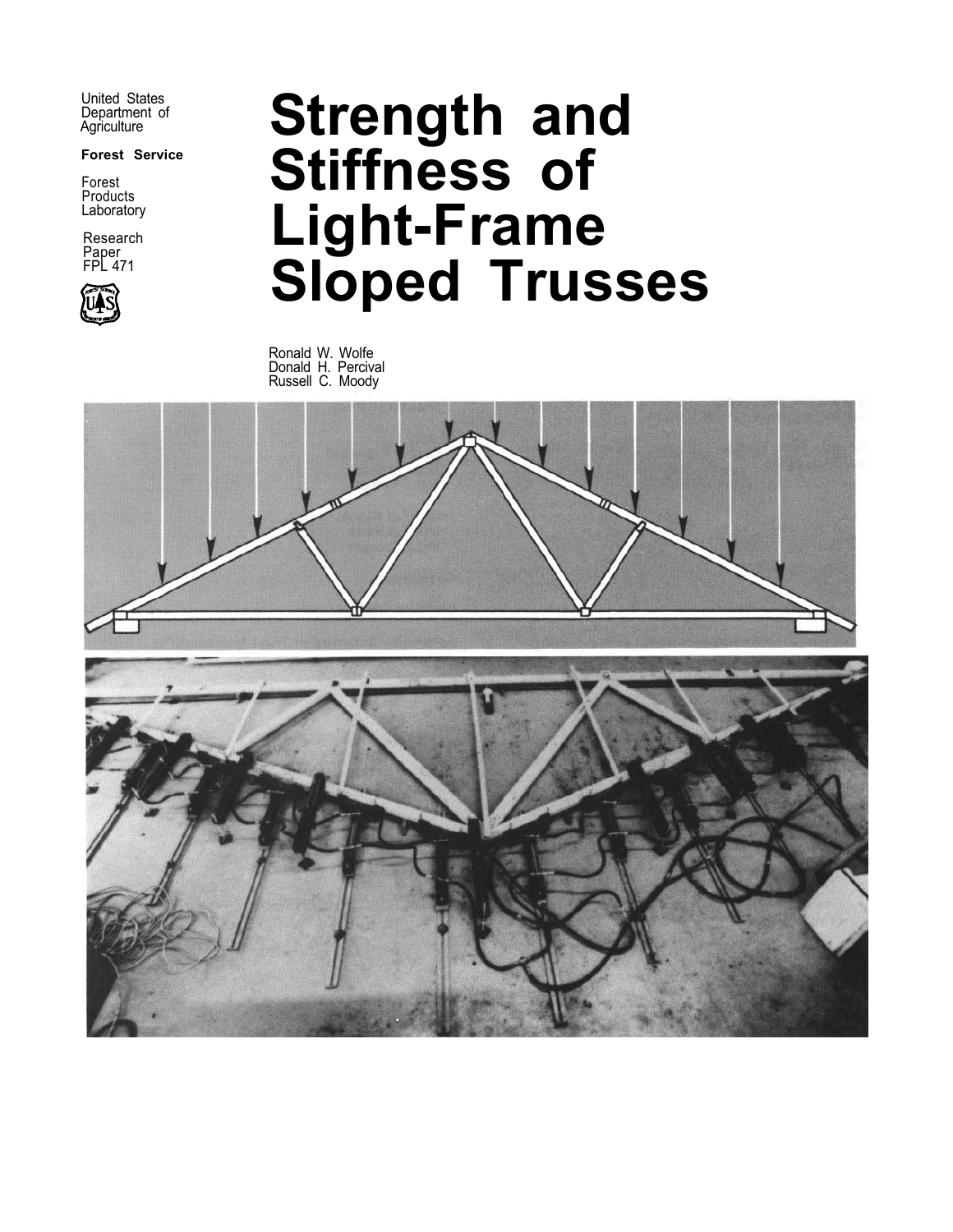United States Department of Agriculture

**Forest Service**

Forest Products Laboratory

Research Paper FPL 471

# Strength and Stiffness of Light-Frame Sloped Trusses

Ronald W. Wolfe
Donald H. Percival
Russell C. Moody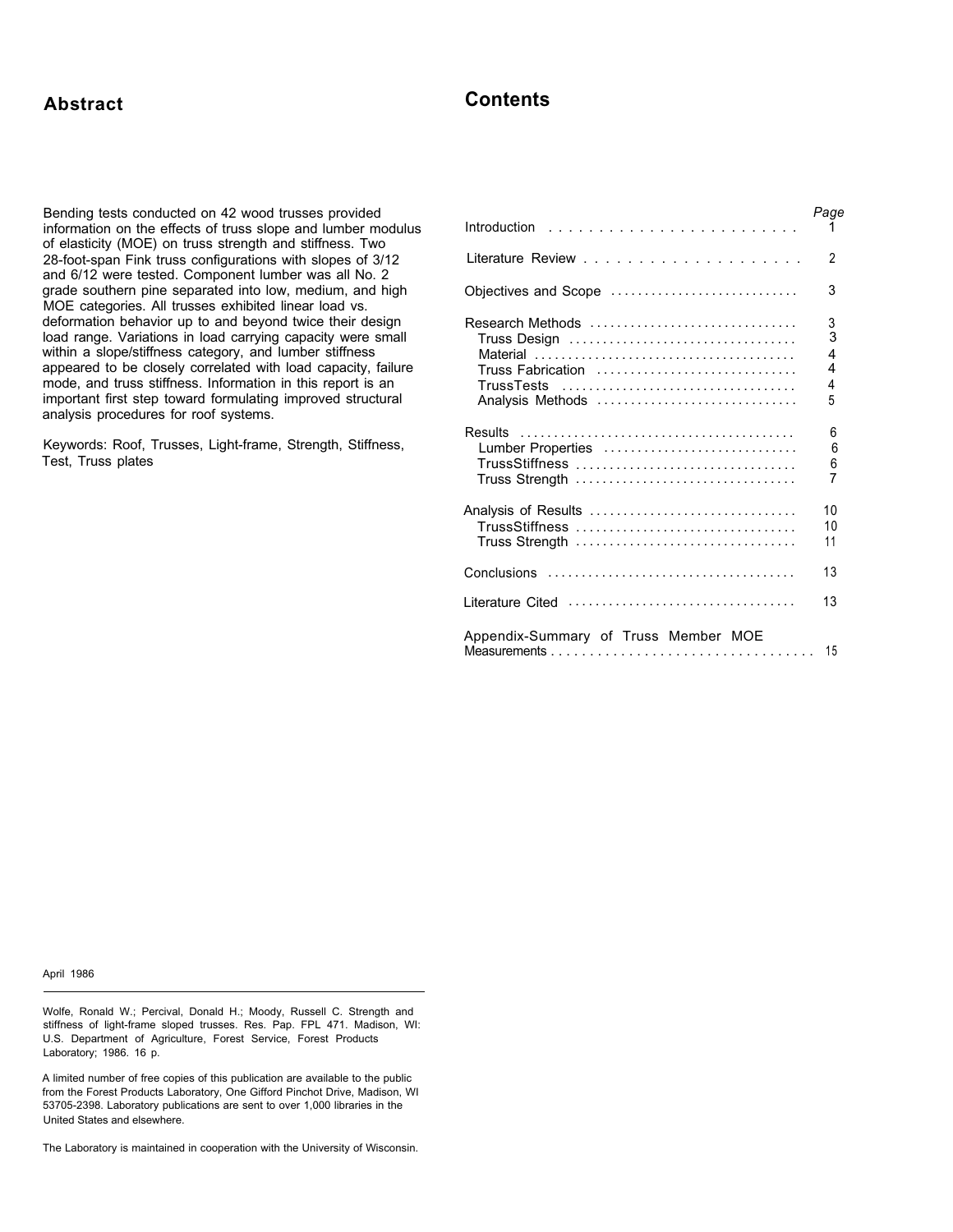## Abstract

Bending tests conducted on 42 wood trusses provided information on the effects of truss slope and lumber modulus of elasticity (MOE) on truss strength and stiffness. Two 28-foot-span Fink truss configurations with slopes of 3/12 and 6/12 were tested. Component lumber was all No. 2 grade southern pine separated into low, medium, and high MOE categories. All trusses exhibited linear load vs. deformation behavior up to and beyond twice their design load range. Variations in load carrying capacity were small within a slope/stiffness category, and lumber stiffness appeared to be closely correlated with load capacity, failure mode, and truss stiffness. Information in this report is an important first step toward formulating improved structural analysis procedures for roof systems.

Keywords: Roof, Trusses, Light-frame, Strength, Stiffness, Test, Truss plates

## Contents

| | *Page* |
|---|---|
| Introduction | 1 |
| Literature Review | 2 |
| Objectives and Scope | 3 |
| Research Methods | 3 |
| Truss Design | 3 |
| Material | 4 |
| Truss Fabrication | 4 |
| TrussTests | 4 |
| Analysis Methods | 5 |
| Results | 6 |
| Lumber Properties | 6 |
| TrussStiffness | 6 |
| Truss Strength | 7 |
| Analysis of Results | 10 |
| TrussStiffness | 10 |
| Truss Strength | 11 |
| Conclusions | 13 |
| Literature Cited | 13 |
| Appendix-Summary of Truss Member MOE Measurements | 15 |

April 1986

Wolfe, Ronald W.; Percival, Donald H.; Moody, Russell C. Strength and stiffness of light-frame sloped trusses. Res. Pap. FPL 471. Madison, WI: U.S. Department of Agriculture, Forest Service, Forest Products Laboratory; 1986. 16 p.

A limited number of free copies of this publication are available to the public from the Forest Products Laboratory, One Gifford Pinchot Drive, Madison, WI 53705-2398. Laboratory publications are sent to over 1,000 libraries in the United States and elsewhere.

The Laboratory is maintained in cooperation with the University of Wisconsin.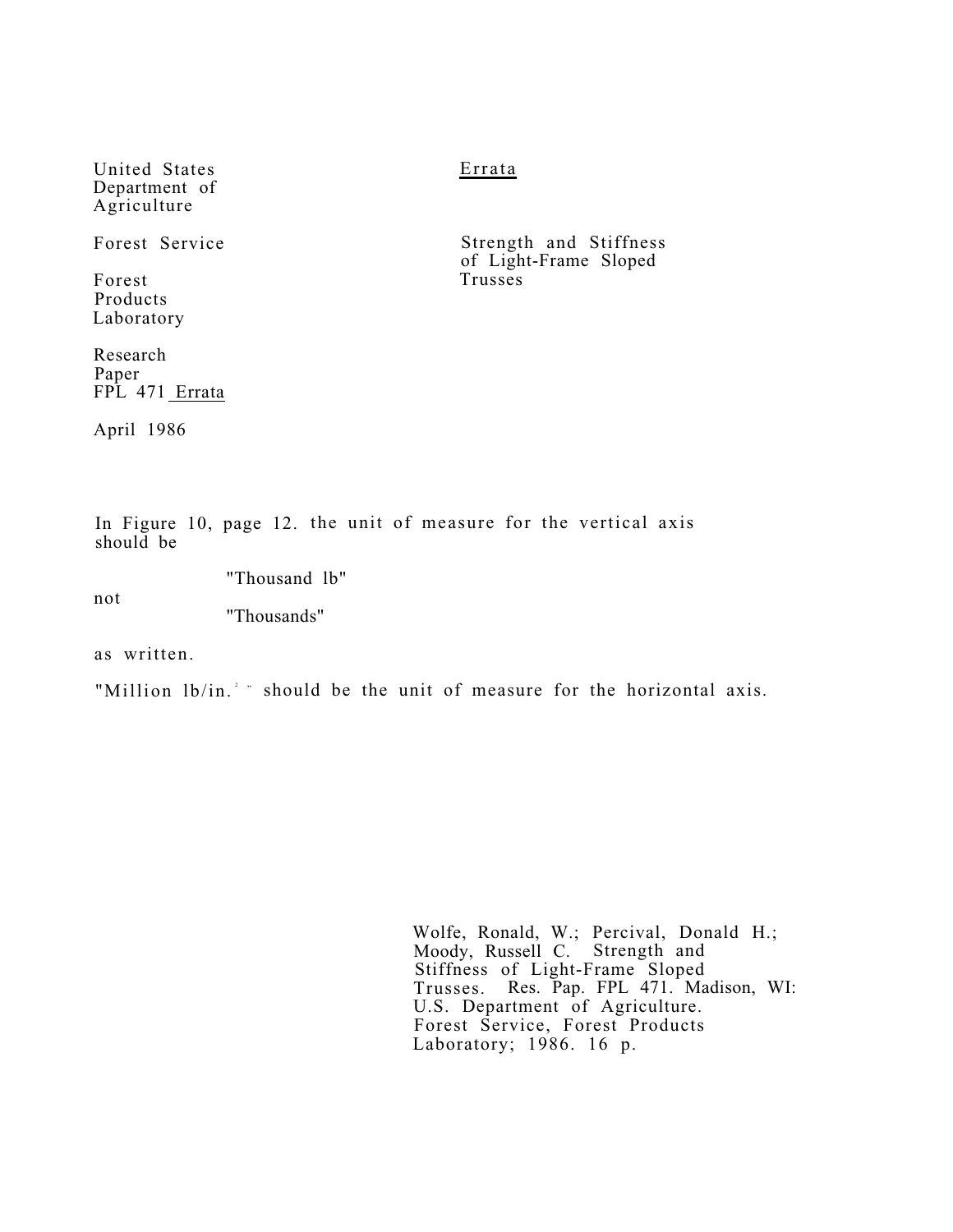United States Department of Agriculture

Forest Service

Forest Products Laboratory

Research Paper FPL 471 Errata

April 1986

# Errata

## Strength and Stiffness of Light-Frame Sloped Trusses

In Figure 10, page 12. the unit of measure for the vertical axis should be

"Thousand lb"

not

"Thousands"

as written.

"Million lb/in.$^2$" should be the unit of measure for the horizontal axis.

Wolfe, Ronald, W.; Percival, Donald H.; Moody, Russell C. Strength and Stiffness of Light-Frame Sloped Trusses. Res. Pap. FPL 471. Madison, WI: U.S. Department of Agriculture. Forest Service, Forest Products Laboratory; 1986. 16 p.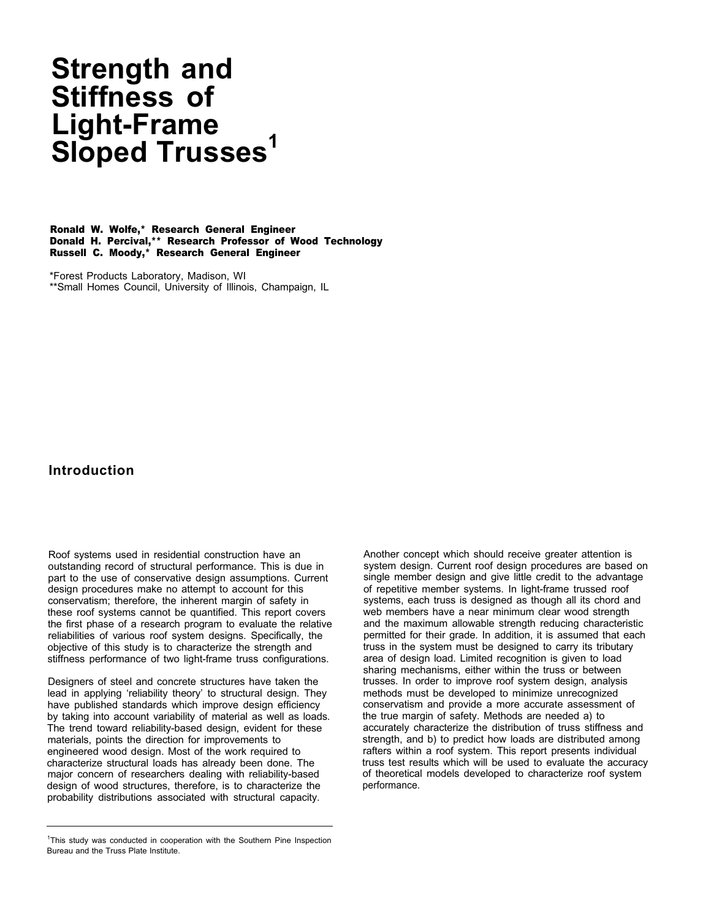# Strength and Stiffness of Light-Frame Sloped Trusses[1]

**Ronald W. Wolfe,\* Research General Engineer**
**Donald H. Percival,\*\* Research Professor of Wood Technology**
**Russell C. Moody,\* Research General Engineer**

\*Forest Products Laboratory, Madison, WI
\*\*Small Homes Council, University of Illinois, Champaign, IL

## Introduction

Roof systems used in residential construction have an outstanding record of structural performance. This is due in part to the use of conservative design assumptions. Current design procedures make no attempt to account for this conservatism; therefore, the inherent margin of safety in these roof systems cannot be quantified. This report covers the first phase of a research program to evaluate the relative reliabilities of various roof system designs. Specifically, the objective of this study is to characterize the strength and stiffness performance of two light-frame truss configurations.

Designers of steel and concrete structures have taken the lead in applying 'reliability theory' to structural design. They have published standards which improve design efficiency by taking into account variability of material as well as loads. The trend toward reliability-based design, evident for these materials, points the direction for improvements to engineered wood design. Most of the work required to characterize structural loads has already been done. The major concern of researchers dealing with reliability-based design of wood structures, therefore, is to characterize the probability distributions associated with structural capacity.

Another concept which should receive greater attention is system design. Current roof design procedures are based on single member design and give little credit to the advantage of repetitive member systems. In light-frame trussed roof systems, each truss is designed as though all its chord and web members have a near minimum clear wood strength and the maximum allowable strength reducing characteristic permitted for their grade. In addition, it is assumed that each truss in the system must be designed to carry its tributary area of design load. Limited recognition is given to load sharing mechanisms, either within the truss or between trusses. In order to improve roof system design, analysis methods must be developed to minimize unrecognized conservatism and provide a more accurate assessment of the true margin of safety. Methods are needed a) to accurately characterize the distribution of truss stiffness and strength, and b) to predict how loads are distributed among rafters within a roof system. This report presents individual truss test results which will be used to evaluate the accuracy of theoretical models developed to characterize roof system performance.

---

[1]This study was conducted in cooperation with the Southern Pine Inspection Bureau and the Truss Plate Institute.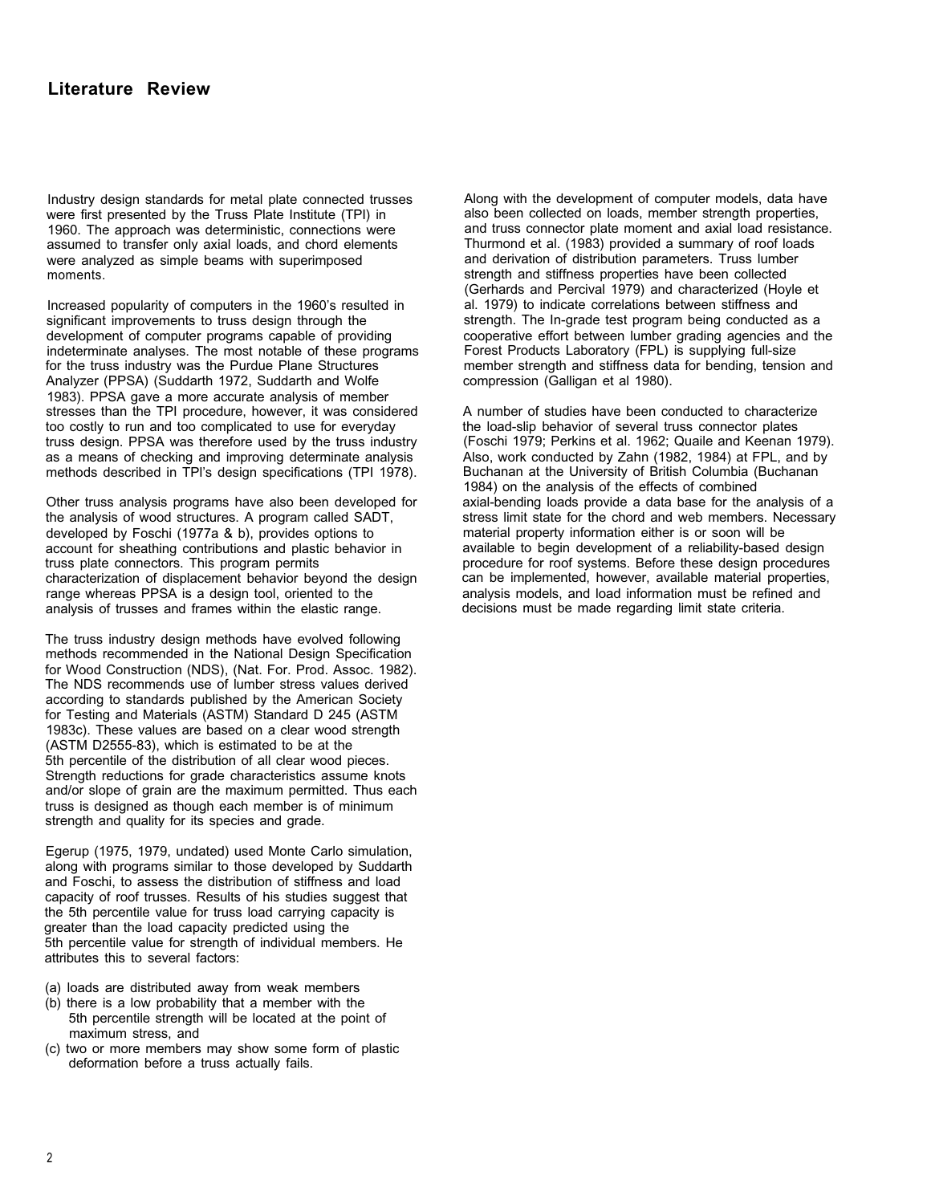## Literature Review

Industry design standards for metal plate connected trusses were first presented by the Truss Plate Institute (TPI) in 1960. The approach was deterministic, connections were assumed to transfer only axial loads, and chord elements were analyzed as simple beams with superimposed moments.

Increased popularity of computers in the 1960's resulted in significant improvements to truss design through the development of computer programs capable of providing indeterminate analyses. The most notable of these programs for the truss industry was the Purdue Plane Structures Analyzer (PPSA) (Suddarth 1972, Suddarth and Wolfe 1983). PPSA gave a more accurate analysis of member stresses than the TPI procedure, however, it was considered too costly to run and too complicated to use for everyday truss design. PPSA was therefore used by the truss industry as a means of checking and improving determinate analysis methods described in TPI's design specifications (TPI 1978).

Other truss analysis programs have also been developed for the analysis of wood structures. A program called SADT, developed by Foschi (1977a & b), provides options to account for sheathing contributions and plastic behavior in truss plate connectors. This program permits characterization of displacement behavior beyond the design range whereas PPSA is a design tool, oriented to the analysis of trusses and frames within the elastic range.

The truss industry design methods have evolved following methods recommended in the National Design Specification for Wood Construction (NDS), (Nat. For. Prod. Assoc. 1982). The NDS recommends use of lumber stress values derived according to standards published by the American Society for Testing and Materials (ASTM) Standard D 245 (ASTM 1983c). These values are based on a clear wood strength (ASTM D2555-83), which is estimated to be at the 5th percentile of the distribution of all clear wood pieces. Strength reductions for grade characteristics assume knots and/or slope of grain are the maximum permitted. Thus each truss is designed as though each member is of minimum strength and quality for its species and grade.

Egerup (1975, 1979, undated) used Monte Carlo simulation, along with programs similar to those developed by Suddarth and Foschi, to assess the distribution of stiffness and load capacity of roof trusses. Results of his studies suggest that the 5th percentile value for truss load carrying capacity is greater than the load capacity predicted using the 5th percentile value for strength of individual members. He attributes this to several factors:

(a) loads are distributed away from weak members
(b) there is a low probability that a member with the 5th percentile strength will be located at the point of maximum stress, and
(c) two or more members may show some form of plastic deformation before a truss actually fails.

Along with the development of computer models, data have also been collected on loads, member strength properties, and truss connector plate moment and axial load resistance. Thurmond et al. (1983) provided a summary of roof loads and derivation of distribution parameters. Truss lumber strength and stiffness properties have been collected (Gerhards and Percival 1979) and characterized (Hoyle et al. 1979) to indicate correlations between stiffness and strength. The In-grade test program being conducted as a cooperative effort between lumber grading agencies and the Forest Products Laboratory (FPL) is supplying full-size member strength and stiffness data for bending, tension and compression (Galligan et al 1980).

A number of studies have been conducted to characterize the load-slip behavior of several truss connector plates (Foschi 1979; Perkins et al. 1962; Quaile and Keenan 1979). Also, work conducted by Zahn (1982, 1984) at FPL, and by Buchanan at the University of British Columbia (Buchanan 1984) on the analysis of the effects of combined axial-bending loads provide a data base for the analysis of a stress limit state for the chord and web members. Necessary material property information either is or soon will be available to begin development of a reliability-based design procedure for roof systems. Before these design procedures can be implemented, however, available material properties, analysis models, and load information must be refined and decisions must be made regarding limit state criteria.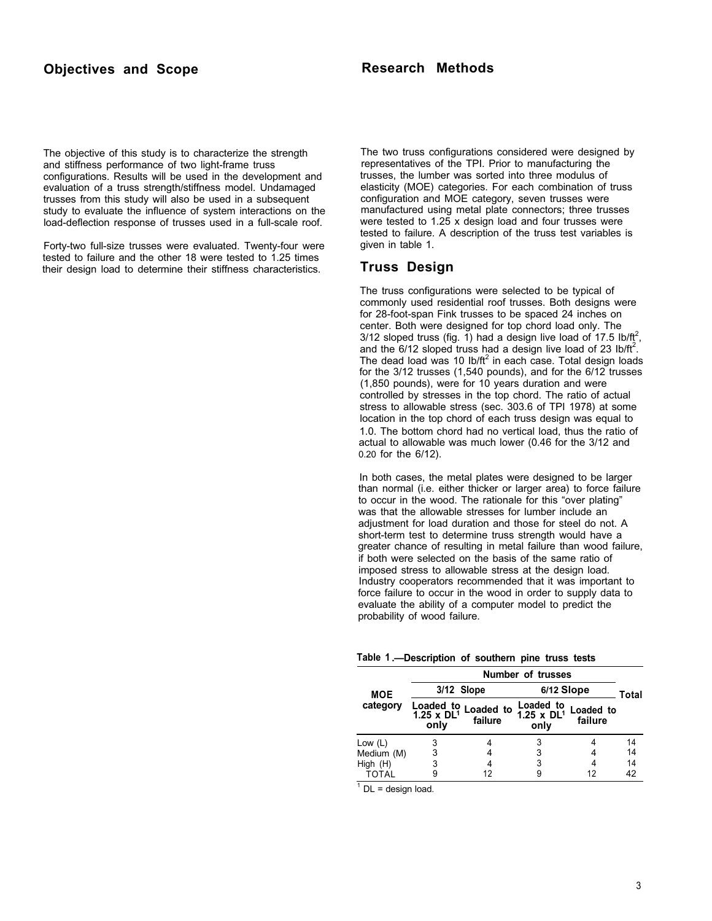## Objectives and Scope

The objective of this study is to characterize the strength and stiffness performance of two light-frame truss configurations. Results will be used in the development and evaluation of a truss strength/stiffness model. Undamaged trusses from this study will also be used in a subsequent study to evaluate the influence of system interactions on the load-deflection response of trusses used in a full-scale roof.

Forty-two full-size trusses were evaluated. Twenty-four were tested to failure and the other 18 were tested to 1.25 times their design load to determine their stiffness characteristics.

## Research Methods

The two truss configurations considered were designed by representatives of the TPI. Prior to manufacturing the trusses, the lumber was sorted into three modulus of elasticity (MOE) categories. For each combination of truss configuration and MOE category, seven trusses were manufactured using metal plate connectors; three trusses were tested to 1.25 x design load and four trusses were tested to failure. A description of the truss test variables is given in table 1.

## Truss Design

The truss configurations were selected to be typical of commonly used residential roof trusses. Both designs were for 28-foot-span Fink trusses to be spaced 24 inches on center. Both were designed for top chord load only. The 3/12 sloped truss (fig. 1) had a design live load of 17.5 $lb/ft^2$, and the 6/12 sloped truss had a design live load of 23 $lb/ft^2$. The dead load was 10 $lb/ft^2$ in each case. Total design loads for the 3/12 trusses (1,540 pounds), and for the 6/12 trusses (1,850 pounds), were for 10 years duration and were controlled by stresses in the top chord. The ratio of actual stress to allowable stress (sec. 303.6 of TPI 1978) at some location in the top chord of each truss design was equal to 1.0. The bottom chord had no vertical load, thus the ratio of actual to allowable was much lower (0.46 for the 3/12 and 0.20 for the 6/12).

In both cases, the metal plates were designed to be larger than normal (i.e. either thicker or larger area) to force failure to occur in the wood. The rationale for this “over plating” was that the allowable stresses for lumber include an adjustment for load duration and those for steel do not. A short-term test to determine truss strength would have a greater chance of resulting in metal failure than wood failure, if both were selected on the basis of the same ratio of imposed stress to allowable stress at the design load. Industry cooperators recommended that it was important to force failure to occur in the wood in order to supply data to evaluate the ability of a computer model to predict the probability of wood failure.

**Table 1.—Description of southern pine truss tests**

| MOE category | Number of trusses | | | | |
|---|---|---|---|---|---|
| | 3/12 Slope | | 6/12 Slope | | Total |
| | Loaded to 1.25 x DL[1] only | Loaded to failure | Loaded to 1.25 x DL[1] only | Loaded to failure | |
| Low (L) | 3 | 4 | 3 | 4 | 14 |
| Medium (M) | 3 | 4 | 3 | 4 | 14 |
| High (H) | 3 | 4 | 3 | 4 | 14 |
| TOTAL | 9 | 12 | 9 | 12 | 42 |

[1] DL = design load.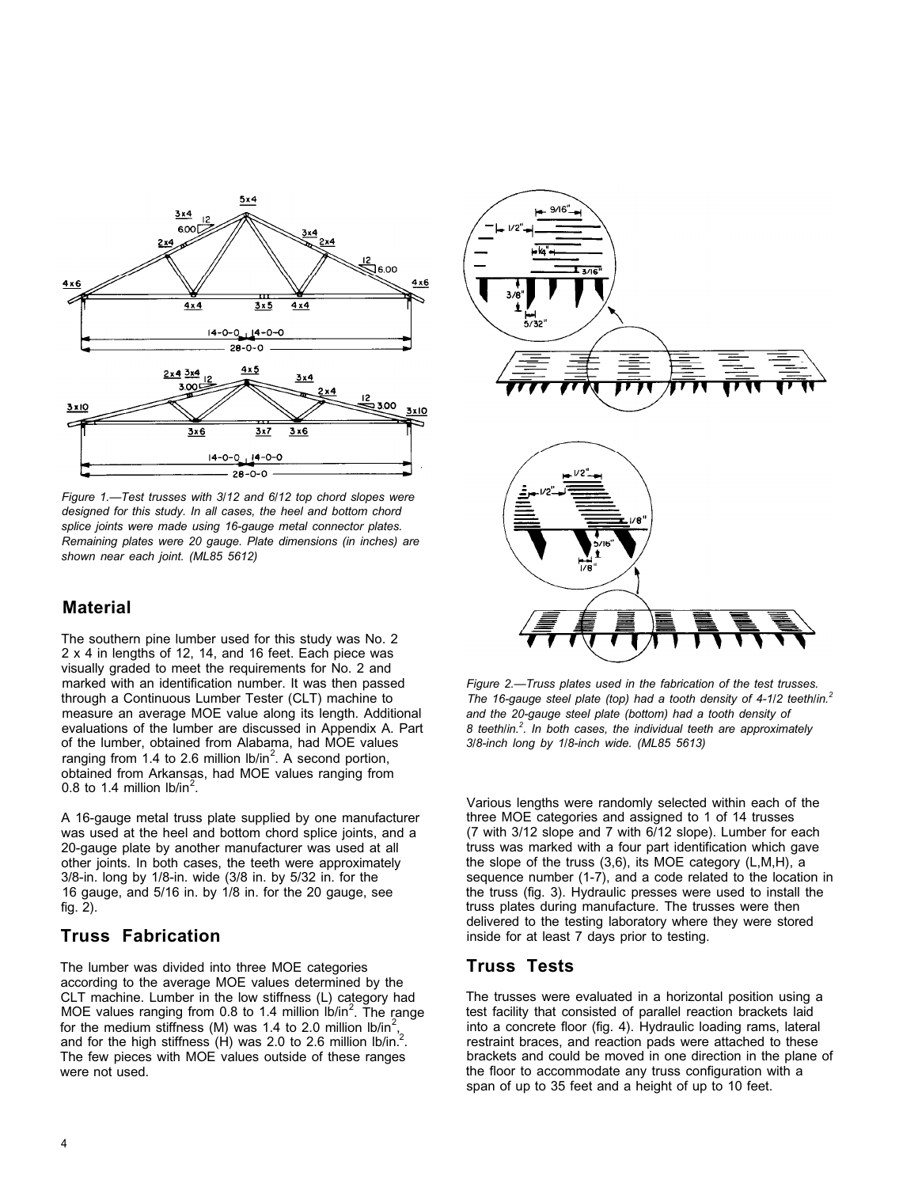Figure 1.—Test trusses with 3/12 and 6/12 top chord slopes were designed for this study. In all cases, the heel and bottom chord splice joints were made using 16-gauge metal connector plates. Remaining plates were 20 gauge. Plate dimensions (in inches) are shown near each joint. (ML85 5612)

Figure 2.—Truss plates used in the fabrication of the test trusses. The 16-gauge steel plate (top) had a tooth density of 4-1/2 teeth/in.$^2$ and the 20-gauge steel plate (bottom) had a tooth density of 8 teeth/in.$^2$. In both cases, the individual teeth are approximately 3/8-inch long by 1/8-inch wide. (ML85 5613)

## Material

The southern pine lumber used for this study was No. 2 2 x 4 in lengths of 12, 14, and 16 feet. Each piece was visually graded to meet the requirements for No. 2 and marked with an identification number. It was then passed through a Continuous Lumber Tester (CLT) machine to measure an average MOE value along its length. Additional evaluations of the lumber are discussed in Appendix A. Part of the lumber, obtained from Alabama, had MOE values ranging from 1.4 to 2.6 million lb/in$^2$. A second portion, obtained from Arkansas, had MOE values ranging from 0.8 to 1.4 million lb/in$^2$.

A 16-gauge metal truss plate supplied by one manufacturer was used at the heel and bottom chord splice joints, and a 20-gauge plate by another manufacturer was used at all other joints. In both cases, the teeth were approximately 3/8-in. long by 1/8-in. wide (3/8 in. by 5/32 in. for the 16 gauge, and 5/16 in. by 1/8 in. for the 20 gauge, see fig. 2).

## Truss Fabrication

The lumber was divided into three MOE categories according to the average MOE values determined by the CLT machine. Lumber in the low stiffness (L) category had MOE values ranging from 0.8 to 1.4 million lb/in$^2$. The range for the medium stiffness (M) was 1.4 to 2.0 million lb/in$^2$, and for the high stiffness (H) was 2.0 to 2.6 million lb/in.$^2$. The few pieces with MOE values outside of these ranges were not used.

Various lengths were randomly selected within each of the three MOE categories and assigned to 1 of 14 trusses (7 with 3/12 slope and 7 with 6/12 slope). Lumber for each truss was marked with a four part identification which gave the slope of the truss (3,6), its MOE category (L,M,H), a sequence number (1-7), and a code related to the location in the truss (fig. 3). Hydraulic presses were used to install the truss plates during manufacture. The trusses were then delivered to the testing laboratory where they were stored inside for at least 7 days prior to testing.

## Truss Tests

The trusses were evaluated in a horizontal position using a test facility that consisted of parallel reaction brackets laid into a concrete floor (fig. 4). Hydraulic loading rams, lateral restraint braces, and reaction pads were attached to these brackets and could be moved in one direction in the plane of the floor to accommodate any truss configuration with a span of up to 35 feet and a height of up to 10 feet.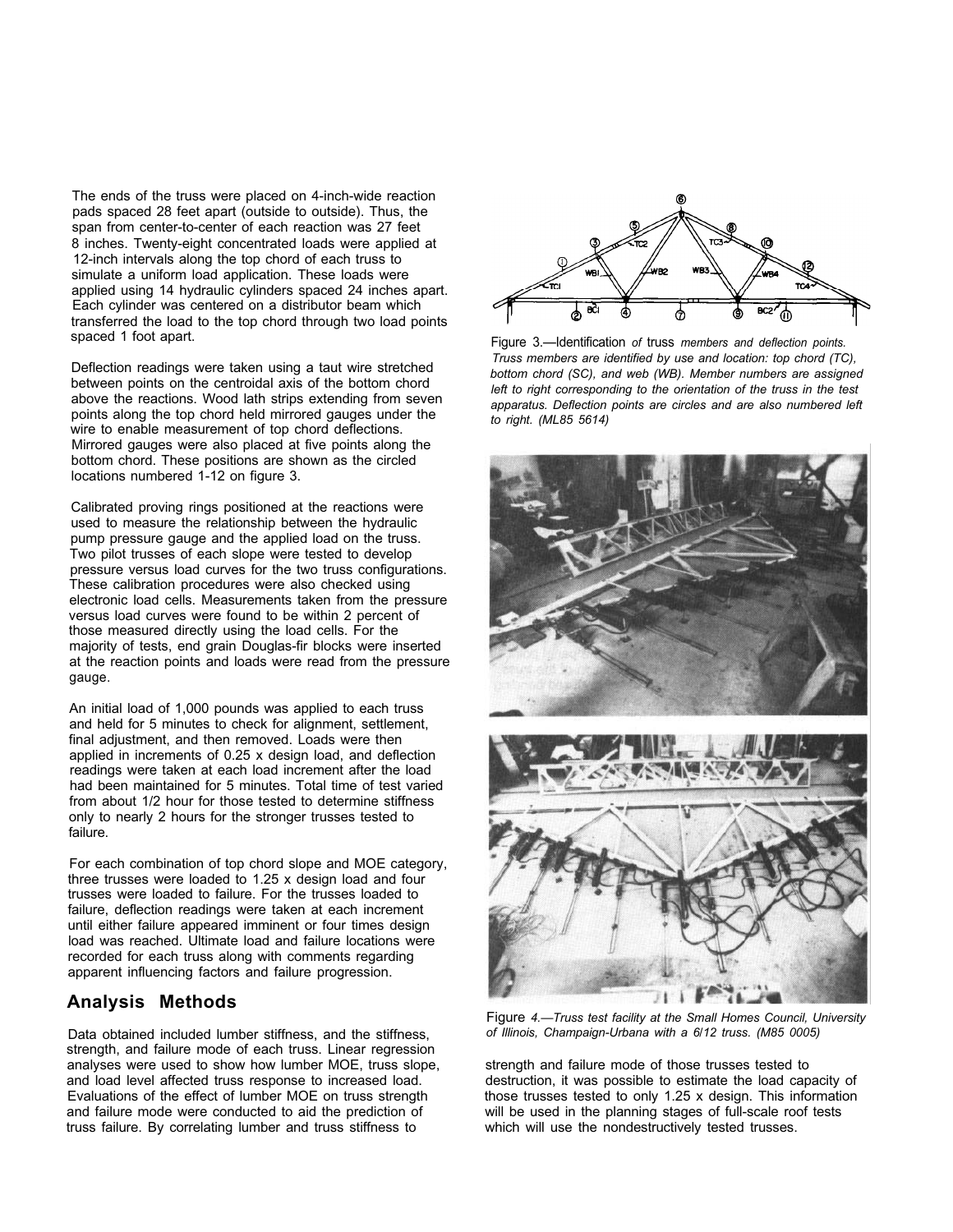The ends of the truss were placed on 4-inch-wide reaction pads spaced 28 feet apart (outside to outside). Thus, the span from center-to-center of each reaction was 27 feet 8 inches. Twenty-eight concentrated loads were applied at 12-inch intervals along the top chord of each truss to simulate a uniform load application. These loads were applied using 14 hydraulic cylinders spaced 24 inches apart. Each cylinder was centered on a distributor beam which transferred the load to the top chord through two load points spaced 1 foot apart.

Deflection readings were taken using a taut wire stretched between points on the centroidal axis of the bottom chord above the reactions. Wood lath strips extending from seven points along the top chord held mirrored gauges under the wire to enable measurement of top chord deflections. Mirrored gauges were also placed at five points along the bottom chord. These positions are shown as the circled locations numbered 1-12 on figure 3.

Calibrated proving rings positioned at the reactions were used to measure the relationship between the hydraulic pump pressure gauge and the applied load on the truss. Two pilot trusses of each slope were tested to develop pressure versus load curves for the two truss configurations. These calibration procedures were also checked using electronic load cells. Measurements taken from the pressure versus load curves were found to be within 2 percent of those measured directly using the load cells. For the majority of tests, end grain Douglas-fir blocks were inserted at the reaction points and loads were read from the pressure gauge.

An initial load of 1,000 pounds was applied to each truss and held for 5 minutes to check for alignment, settlement, final adjustment, and then removed. Loads were then applied in increments of 0.25 x design load, and deflection readings were taken at each load increment after the load had been maintained for 5 minutes. Total time of test varied from about 1/2 hour for those tested to determine stiffness only to nearly 2 hours for the stronger trusses tested to failure.

For each combination of top chord slope and MOE category, three trusses were loaded to 1.25 x design load and four trusses were loaded to failure. For the trusses loaded to failure, deflection readings were taken at each increment until either failure appeared imminent or four times design load was reached. Ultimate load and failure locations were recorded for each truss along with comments regarding apparent influencing factors and failure progression.

Figure 3.—Identification *of truss members and deflection points. Truss members are identified by use and location: top chord (TC), bottom chord (SC), and web (WB). Member numbers are assigned left to right corresponding to the orientation of the truss in the test apparatus. Deflection points are circles and are also numbered left to right. (ML85 5614)*

Figure *4.—Truss test facility at the Small Homes Council, University of Illinois, Champaign-Urbana with a 6/12 truss. (M85 0005)*

## Analysis Methods

Data obtained included lumber stiffness, and the stiffness, strength, and failure mode of each truss. Linear regression analyses were used to show how lumber MOE, truss slope, and load level affected truss response to increased load. Evaluations of the effect of lumber MOE on truss strength and failure mode were conducted to aid the prediction of truss failure. By correlating lumber and truss stiffness to strength and failure mode of those trusses tested to destruction, it was possible to estimate the load capacity of those trusses tested to only 1.25 x design. This information will be used in the planning stages of full-scale roof tests which will use the nondestructively tested trusses.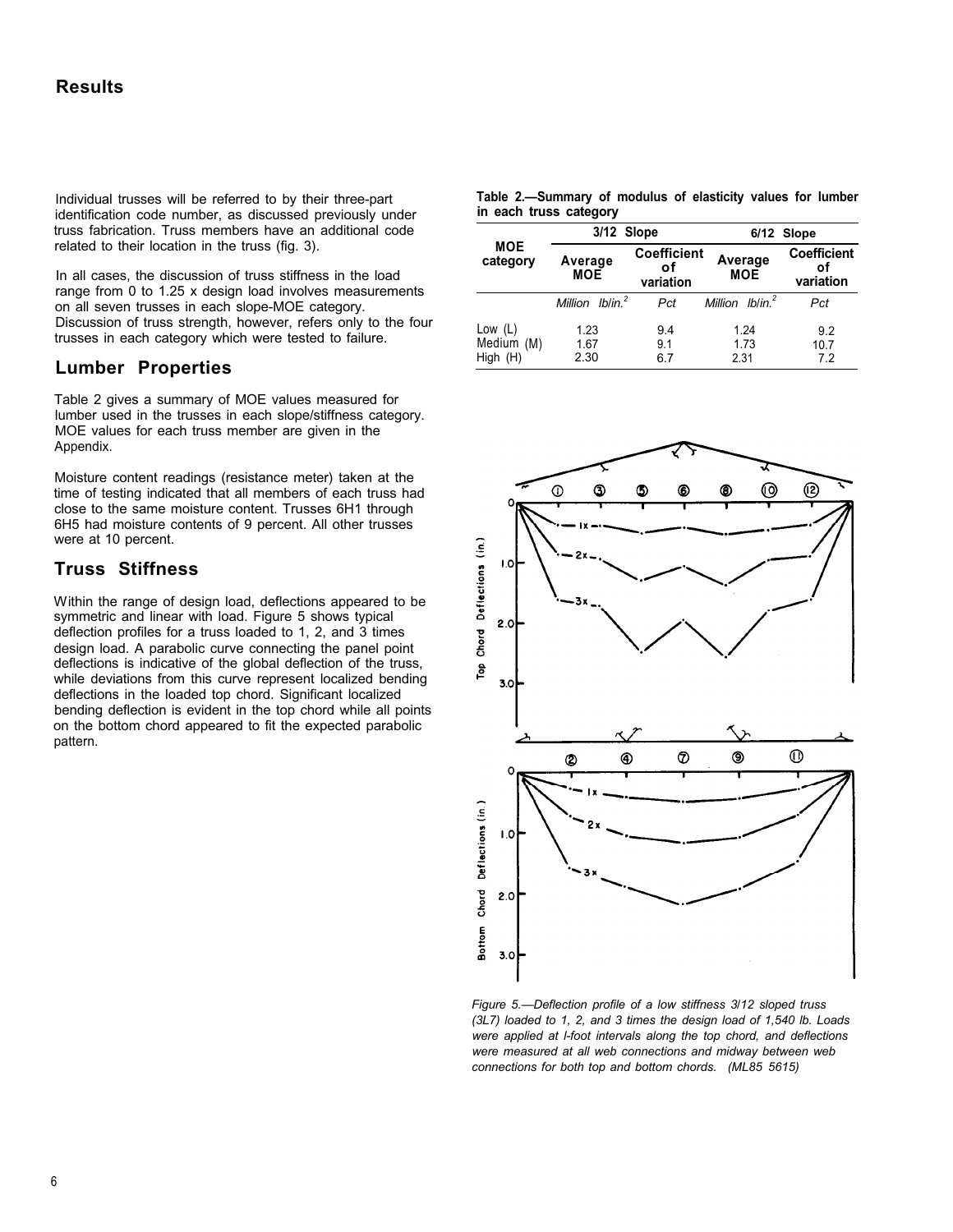## Results

Individual trusses will be referred to by their three-part identification code number, as discussed previously under truss fabrication. Truss members have an additional code related to their location in the truss (fig. 3).

In all cases, the discussion of truss stiffness in the load range from 0 to 1.25 x design load involves measurements on all seven trusses in each slope-MOE category. Discussion of truss strength, however, refers only to the four trusses in each category which were tested to failure.

### Lumber Properties

Table 2 gives a summary of MOE values measured for lumber used in the trusses in each slope/stiffness category. MOE values for each truss member are given in the Appendix.

Moisture content readings (resistance meter) taken at the time of testing indicated that all members of each truss had close to the same moisture content. Trusses 6H1 through 6H5 had moisture contents of 9 percent. All other trusses were at 10 percent.

### Truss Stiffness

Within the range of design load, deflections appeared to be symmetric and linear with load. Figure 5 shows typical deflection profiles for a truss loaded to 1, 2, and 3 times design load. A parabolic curve connecting the panel point deflections is indicative of the global deflection of the truss, while deviations from this curve represent localized bending deflections in the loaded top chord. Significant localized bending deflection is evident in the top chord while all points on the bottom chord appeared to fit the expected parabolic pattern.

**Table 2.—Summary of modulus of elasticity values for lumber in each truss category**

| MOE category | 3/12 Slope | | 6/12 Slope | |
|---|---|---|---|---|
| | Average MOE | Coefficient of variation | Average MOE | Coefficient of variation |
| | *Million lb/in.²* | *Pct* | *Million lb/in.²* | *Pct* |
| Low (L) | 1.23 | 9.4 | 1.24 | 9.2 |
| Medium (M) | 1.67 | 9.1 | 1.73 | 10.7 |
| High (H) | 2.30 | 6.7 | 2.31 | 7.2 |

*Figure 5.—Deflection profile of a low stiffness 3/12 sloped truss (3L7) loaded to 1, 2, and 3 times the design load of 1,540 lb. Loads were applied at l-foot intervals along the top chord, and deflections were measured at all web connections and midway between web connections for both top and bottom chords. (ML85 5615)*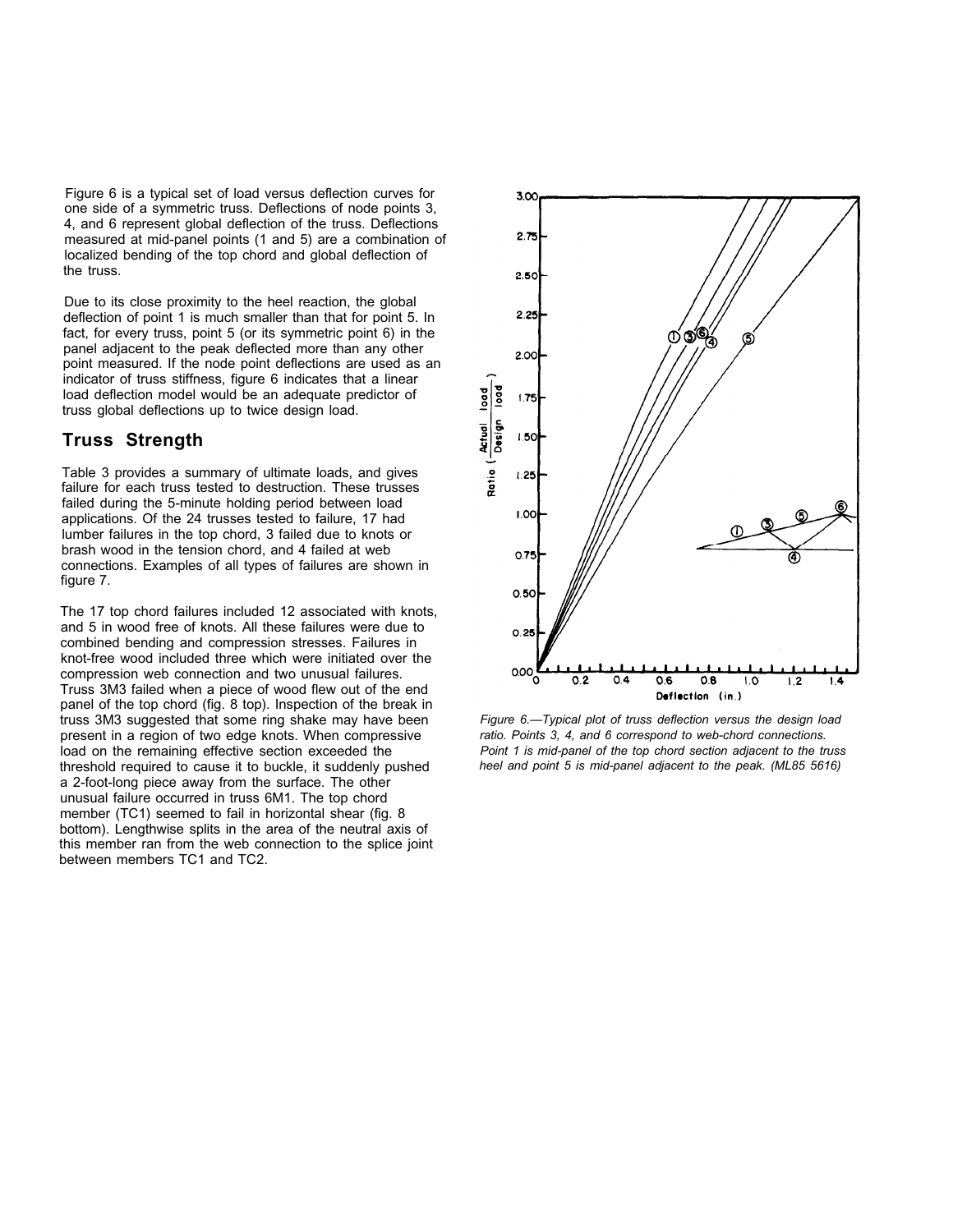Figure 6 is a typical set of load versus deflection curves for one side of a symmetric truss. Deflections of node points 3, 4, and 6 represent global deflection of the truss. Deflections measured at mid-panel points (1 and 5) are a combination of localized bending of the top chord and global deflection of the truss.

Due to its close proximity to the heel reaction, the global deflection of point 1 is much smaller than that for point 5. In fact, for every truss, point 5 (or its symmetric point 6) in the panel adjacent to the peak deflected more than any other point measured. If the node point deflections are used as an indicator of truss stiffness, figure 6 indicates that a linear load deflection model would be an adequate predictor of truss global deflections up to twice design load.

## Truss Strength

Table 3 provides a summary of ultimate loads, and gives failure for each truss tested to destruction. These trusses failed during the 5-minute holding period between load applications. Of the 24 trusses tested to failure, 17 had lumber failures in the top chord, 3 failed due to knots or brash wood in the tension chord, and 4 failed at web connections. Examples of all types of failures are shown in figure 7.

The 17 top chord failures included 12 associated with knots, and 5 in wood free of knots. All these failures were due to combined bending and compression stresses. Failures in knot-free wood included three which were initiated over the compression web connection and two unusual failures. Truss 3M3 failed when a piece of wood flew out of the end panel of the top chord (fig. 8 top). Inspection of the break in truss 3M3 suggested that some ring shake may have been present in a region of two edge knots. When compressive load on the remaining effective section exceeded the threshold required to cause it to buckle, it suddenly pushed a 2-foot-long piece away from the surface. The other unusual failure occurred in truss 6M1. The top chord member (TC1) seemed to fail in horizontal shear (fig. 8 bottom). Lengthwise splits in the area of the neutral axis of this member ran from the web connection to the splice joint between members TC1 and TC2.

*Figure 6.—Typical plot of truss deflection versus the design load ratio. Points 3, 4, and 6 correspond to web-chord connections. Point 1 is mid-panel of the top chord section adjacent to the truss heel and point 5 is mid-panel adjacent to the peak. (ML85 5616)*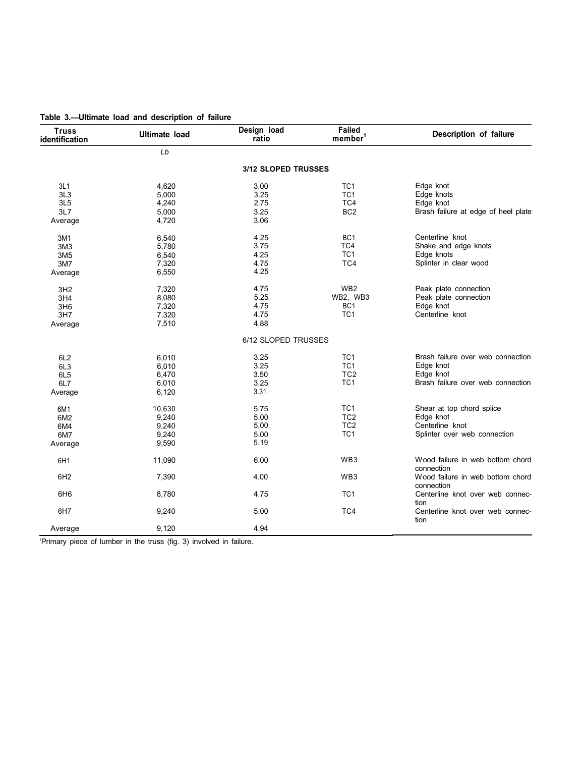**Table 3.—Ultimate load and description of failure**

| Truss identification | Ultimate load | Design load ratio | Failed member[1] | Description of failure |
|---|---|---|---|---|
| | *Lb* | | | |
| | | **3/12 SLOPED TRUSSES** | | |
| 3L1 | 4,620 | 3.00 | TC1 | Edge knot |
| 3L3 | 5,000 | 3.25 | TC1 | Edge knots |
| 3L5 | 4,240 | 2.75 | TC4 | Edge knot |
| 3L7 | 5,000 | 3.25 | BC2 | Brash failure at edge of heel plate |
| Average | 4,720 | 3.06 | | |
| 3M1 | 6,540 | 4.25 | BC1 | Centerline knot |
| 3M3 | 5,780 | 3.75 | TC4 | Shake and edge knots |
| 3M5 | 6,540 | 4.25 | TC1 | Edge knots |
| 3M7 | 7,320 | 4.75 | TC4 | Splinter in clear wood |
| Average | 6,550 | 4.25 | | |
| 3H2 | 7,320 | 4.75 | WB2 | Peak plate connection |
| 3H4 | 8,080 | 5.25 | WB2, WB3 | Peak plate connection |
| 3H6 | 7,320 | 4.75 | BC1 | Edge knot |
| 3H7 | 7,320 | 4.75 | TC1 | Centerline knot |
| Average | 7,510 | 4.88 | | |
| | | 6/12 SLOPED TRUSSES | | |
| 6L2 | 6,010 | 3.25 | TC1 | Brash failure over web connection |
| 6L3 | 6,010 | 3.25 | TC1 | Edge knot |
| 6L5 | 6,470 | 3.50 | TC2 | Edge knot |
| 6L7 | 6,010 | 3.25 | TC1 | Brash failure over web connection |
| Average | 6,120 | 3.31 | | |
| 6M1 | 10,630 | 5.75 | TC1 | Shear at top chord splice |
| 6M2 | 9,240 | 5.00 | TC2 | Edge knot |
| 6M4 | 9,240 | 5.00 | TC2 | Centerline knot |
| 6M7 | 9,240 | 5.00 | TC1 | Splinter over web connection |
| Average | 9,590 | 5.19 | | |
| 6H1 | 11,090 | 6.00 | WB3 | Wood failure in web bottom chord connection |
| 6H2 | 7,390 | 4.00 | WB3 | Wood failure in web bottom chord connection |
| 6H6 | 8,780 | 4.75 | TC1 | Centerline knot over web connection |
| 6H7 | 9,240 | 5.00 | TC4 | Centerline knot over web connection |
| Average | 9,120 | 4.94 | | |

[1]Primary piece of lumber in the truss (fig. 3) involved in failure.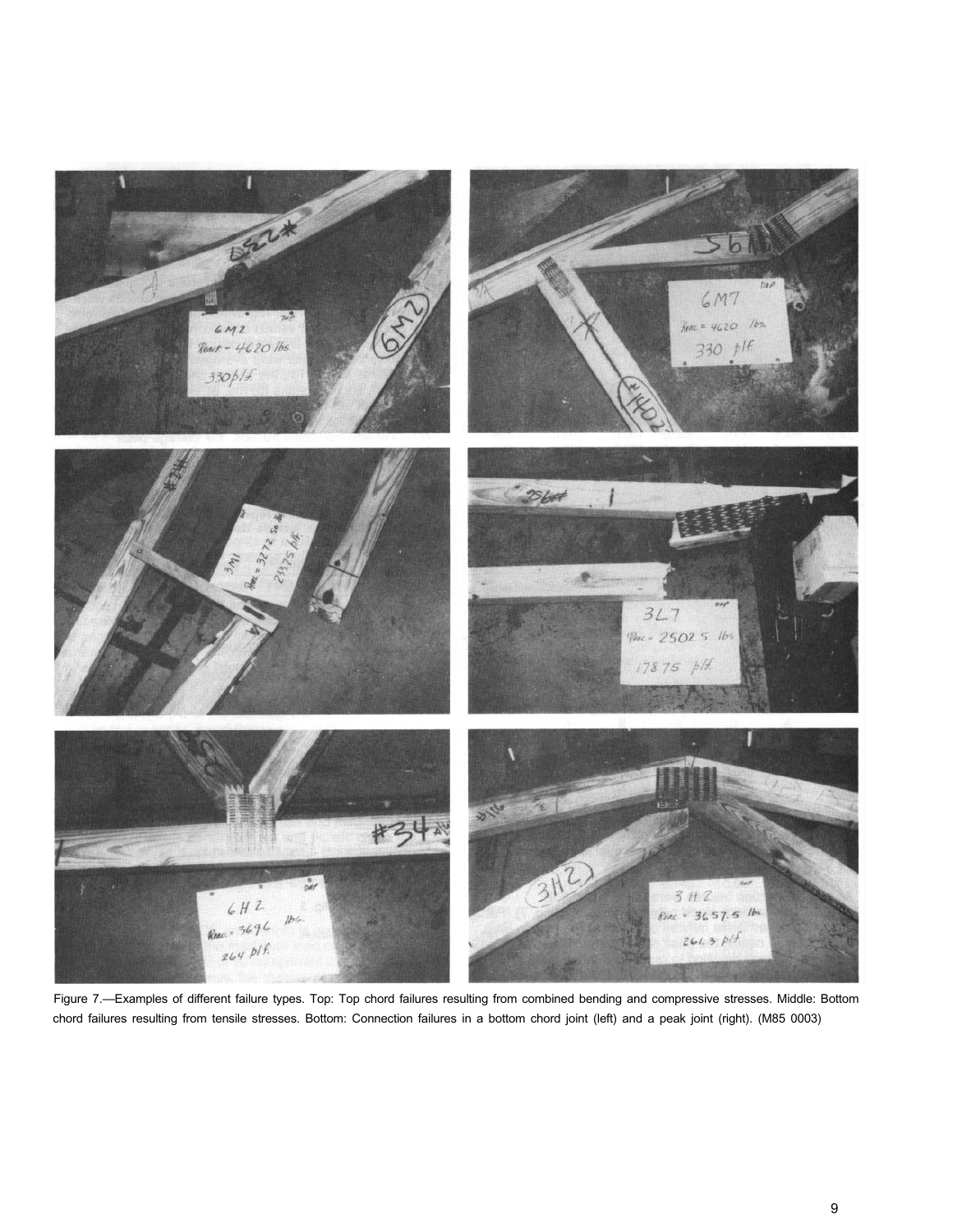Figure 7.—Examples of different failure types. Top: Top chord failures resulting from combined bending and compressive stresses. Middle: Bottom chord failures resulting from tensile stresses. Bottom: Connection failures in a bottom chord joint (left) and a peak joint (right). (M85 0003)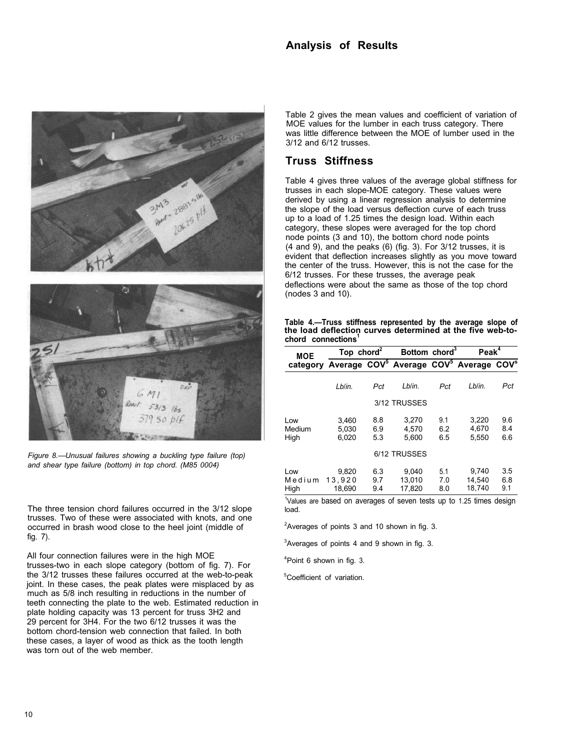## Analysis of Results

Figure 8.—Unusual failures showing a buckling type failure (top) and shear type failure (bottom) in top chord. (M85 0004)

The three tension chord failures occurred in the 3/12 slope trusses. Two of these were associated with knots, and one occurred in brash wood close to the heel joint (middle of fig. 7).

All four connection failures were in the high MOE trusses-two in each slope category (bottom of fig. 7). For the 3/12 trusses these failures occurred at the web-to-peak joint. In these cases, the peak plates were misplaced by as much as 5/8 inch resulting in reductions in the number of teeth connecting the plate to the web. Estimated reduction in plate holding capacity was 13 percent for truss 3H2 and 29 percent for 3H4. For the two 6/12 trusses it was the bottom chord-tension web connection that failed. In both these cases, a layer of wood as thick as the tooth length was torn out of the web member.

Table 2 gives the mean values and coefficient of variation of MOE values for the lumber in each truss category. There was little difference between the MOE of lumber used in the 3/12 and 6/12 trusses.

### Truss Stiffness

Table 4 gives three values of the average global stiffness for trusses in each slope-MOE category. These values were derived by using a linear regression analysis to determine the slope of the load versus deflection curve of each truss up to a load of 1.25 times the design load. Within each category, these slopes were averaged for the top chord node points (3 and 10), the bottom chord node points (4 and 9), and the peaks (6) (fig. 3). For 3/12 trusses, it is evident that deflection increases slightly as you move toward the center of the truss. However, this is not the case for the 6/12 trusses. For these trusses, the average peak deflections were about the same as those of the top chord (nodes 3 and 10).

**Table 4.—Truss stiffness represented by the average slope of the load deflection curves determined at the five web-to-chord connections[1]**

| MOE | Top chord[2] | | Bottom chord[3] | | Peak[4] | |
|---|---|---|---|---|---|---|
| category | Average | COV[5] | Average | COV[5] | Average | COV[5] |
| | *Lb/in.* | *Pct* | *Lb/in.* | *Pct* | *Lb/in.* | *Pct* |
| | | | 3/12 TRUSSES | | | |
| Low | 3,460 | 8.8 | 3,270 | 9.1 | 3,220 | 9.6 |
| Medium | 5,030 | 6.9 | 4,570 | 6.2 | 4,670 | 8.4 |
| High | 6,020 | 5.3 | 5,600 | 6.5 | 5,550 | 6.6 |
| | | | 6/12 TRUSSES | | | |
| Low | 9,820 | 6.3 | 9,040 | 5.1 | 9,740 | 3.5 |
| Medium | 13,920 | 9.7 | 13,010 | 7.0 | 14,540 | 6.8 |
| High | 18,690 | 9.4 | 17,820 | 8.0 | 18,740 | 9.1 |

[1]Values are based on averages of seven tests up to 1.25 times design load.

[2]Averages of points 3 and 10 shown in fig. 3.

[3]Averages of points 4 and 9 shown in fig. 3.

[4]Point 6 shown in fig. 3.

[5]Coefficient of variation.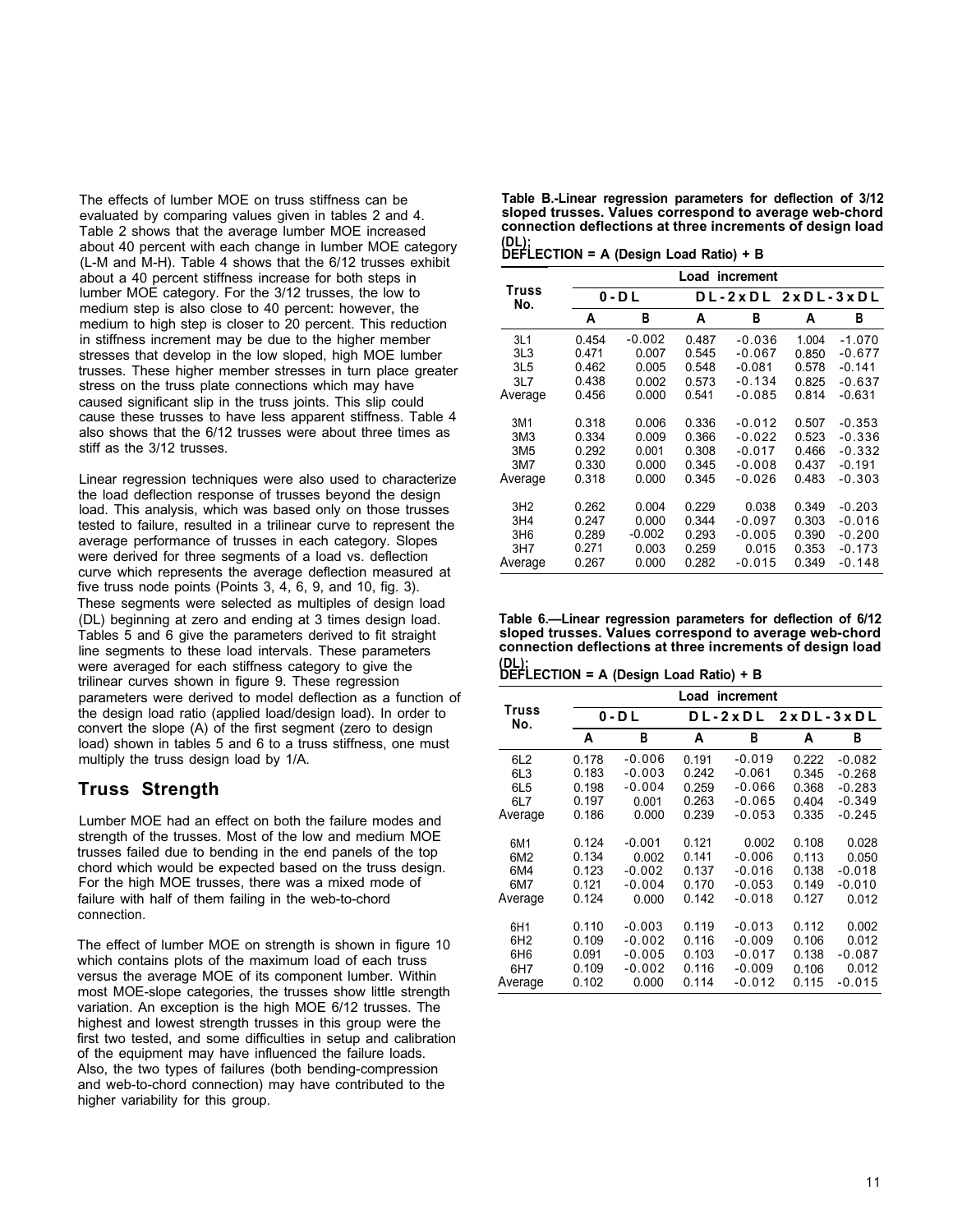The effects of lumber MOE on truss stiffness can be evaluated by comparing values given in tables 2 and 4. Table 2 shows that the average lumber MOE increased about 40 percent with each change in lumber MOE category (L-M and M-H). Table 4 shows that the 6/12 trusses exhibit about a 40 percent stiffness increase for both steps in lumber MOE category. For the 3/12 trusses, the low to medium step is also close to 40 percent: however, the medium to high step is closer to 20 percent. This reduction in stiffness increment may be due to the higher member stresses that develop in the low sloped, high MOE lumber trusses. These higher member stresses in turn place greater stress on the truss plate connections which may have caused significant slip in the truss joints. This slip could cause these trusses to have less apparent stiffness. Table 4 also shows that the 6/12 trusses were about three times as stiff as the 3/12 trusses.

Linear regression techniques were also used to characterize the load deflection response of trusses beyond the design load. This analysis, which was based only on those trusses tested to failure, resulted in a trilinear curve to represent the average performance of trusses in each category. Slopes were derived for three segments of a load vs. deflection curve which represents the average deflection measured at five truss node points (Points 3, 4, 6, 9, and 10, fig. 3). These segments were selected as multiples of design load (DL) beginning at zero and ending at 3 times design load. Tables 5 and 6 give the parameters derived to fit straight line segments to these load intervals. These parameters were averaged for each stiffness category to give the trilinear curves shown in figure 9. These regression parameters were derived to model deflection as a function of the design load ratio (applied load/design load). In order to convert the slope (A) of the first segment (zero to design load) shown in tables 5 and 6 to a truss stiffness, one must multiply the truss design load by 1/A.

## Truss Strength

Lumber MOE had an effect on both the failure modes and strength of the trusses. Most of the low and medium MOE trusses failed due to bending in the end panels of the top chord which would be expected based on the truss design. For the high MOE trusses, there was a mixed mode of failure with half of them failing in the web-to-chord connection.

The effect of lumber MOE on strength is shown in figure 10 which contains plots of the maximum load of each truss versus the average MOE of its component lumber. Within most MOE-slope categories, the trusses show little strength variation. An exception is the high MOE 6/12 trusses. The highest and lowest strength trusses in this group were the first two tested, and some difficulties in setup and calibration of the equipment may have influenced the failure loads. Also, the two types of failures (both bending-compression and web-to-chord connection) may have contributed to the higher variability for this group.

**Table B.-Linear regression parameters for deflection of 3/12 sloped trusses. Values correspond to average web-chord connection deflections at three increments of design load (DL):**
**DEFLECTION = A (Design Load Ratio) + B**

| Truss No. | Load increment | | | | | |
|---|---|---|---|---|---|---|
| | 0-DL | | DL-2xDL | | 2xDL-3xDL | |
| | A | B | A | B | A | B |
| 3L1 | 0.454 | -0.002 | 0.487 | -0.036 | 1.004 | -1.070 |
| 3L3 | 0.471 | 0.007 | 0.545 | -0.067 | 0.850 | -0.677 |
| 3L5 | 0.462 | 0.005 | 0.548 | -0.081 | 0.578 | -0.141 |
| 3L7 | 0.438 | 0.002 | 0.573 | -0.134 | 0.825 | -0.637 |
| Average | 0.456 | 0.000 | 0.541 | -0.085 | 0.814 | -0.631 |
| 3M1 | 0.318 | 0.006 | 0.336 | -0.012 | 0.507 | -0.353 |
| 3M3 | 0.334 | 0.009 | 0.366 | -0.022 | 0.523 | -0.336 |
| 3M5 | 0.292 | 0.001 | 0.308 | -0.017 | 0.466 | -0.332 |
| 3M7 | 0.330 | 0.000 | 0.345 | -0.008 | 0.437 | -0.191 |
| Average | 0.318 | 0.000 | 0.345 | -0.026 | 0.483 | -0.303 |
| 3H2 | 0.262 | 0.004 | 0.229 | 0.038 | 0.349 | -0.203 |
| 3H4 | 0.247 | 0.000 | 0.344 | -0.097 | 0.303 | -0.016 |
| 3H6 | 0.289 | -0.002 | 0.293 | -0.005 | 0.390 | -0.200 |
| 3H7 | 0.271 | 0.003 | 0.259 | 0.015 | 0.353 | -0.173 |
| Average | 0.267 | 0.000 | 0.282 | -0.015 | 0.349 | -0.148 |

**Table 6.—Linear regression parameters for deflection of 6/12 sloped trusses. Values correspond to average web-chord connection deflections at three increments of design load (DL):**
**DEFLECTION = A (Design Load Ratio) + B**

| Truss No. | Load increment | | | | | |
|---|---|---|---|---|---|---|
| | 0-DL | | DL-2xDL | | 2xDL-3xDL | |
| | A | B | A | B | A | B |
| 6L2 | 0.178 | -0.006 | 0.191 | -0.019 | 0.222 | -0.082 |
| 6L3 | 0.183 | -0.003 | 0.242 | -0.061 | 0.345 | -0.268 |
| 6L5 | 0.198 | -0.004 | 0.259 | -0.066 | 0.368 | -0.283 |
| 6L7 | 0.197 | 0.001 | 0.263 | -0.065 | 0.404 | -0.349 |
| Average | 0.186 | 0.000 | 0.239 | -0.053 | 0.335 | -0.245 |
| 6M1 | 0.124 | -0.001 | 0.121 | 0.002 | 0.108 | 0.028 |
| 6M2 | 0.134 | 0.002 | 0.141 | -0.006 | 0.113 | 0.050 |
| 6M4 | 0.123 | -0.002 | 0.137 | -0.016 | 0.138 | -0.018 |
| 6M7 | 0.121 | -0.004 | 0.170 | -0.053 | 0.149 | -0.010 |
| Average | 0.124 | 0.000 | 0.142 | -0.018 | 0.127 | 0.012 |
| 6H1 | 0.110 | -0.003 | 0.119 | -0.013 | 0.112 | 0.002 |
| 6H2 | 0.109 | -0.002 | 0.116 | -0.009 | 0.106 | 0.012 |
| 6H6 | 0.091 | -0.005 | 0.103 | -0.017 | 0.138 | -0.087 |
| 6H7 | 0.109 | -0.002 | 0.116 | -0.009 | 0.106 | 0.012 |
| Average | 0.102 | 0.000 | 0.114 | -0.012 | 0.115 | -0.015 |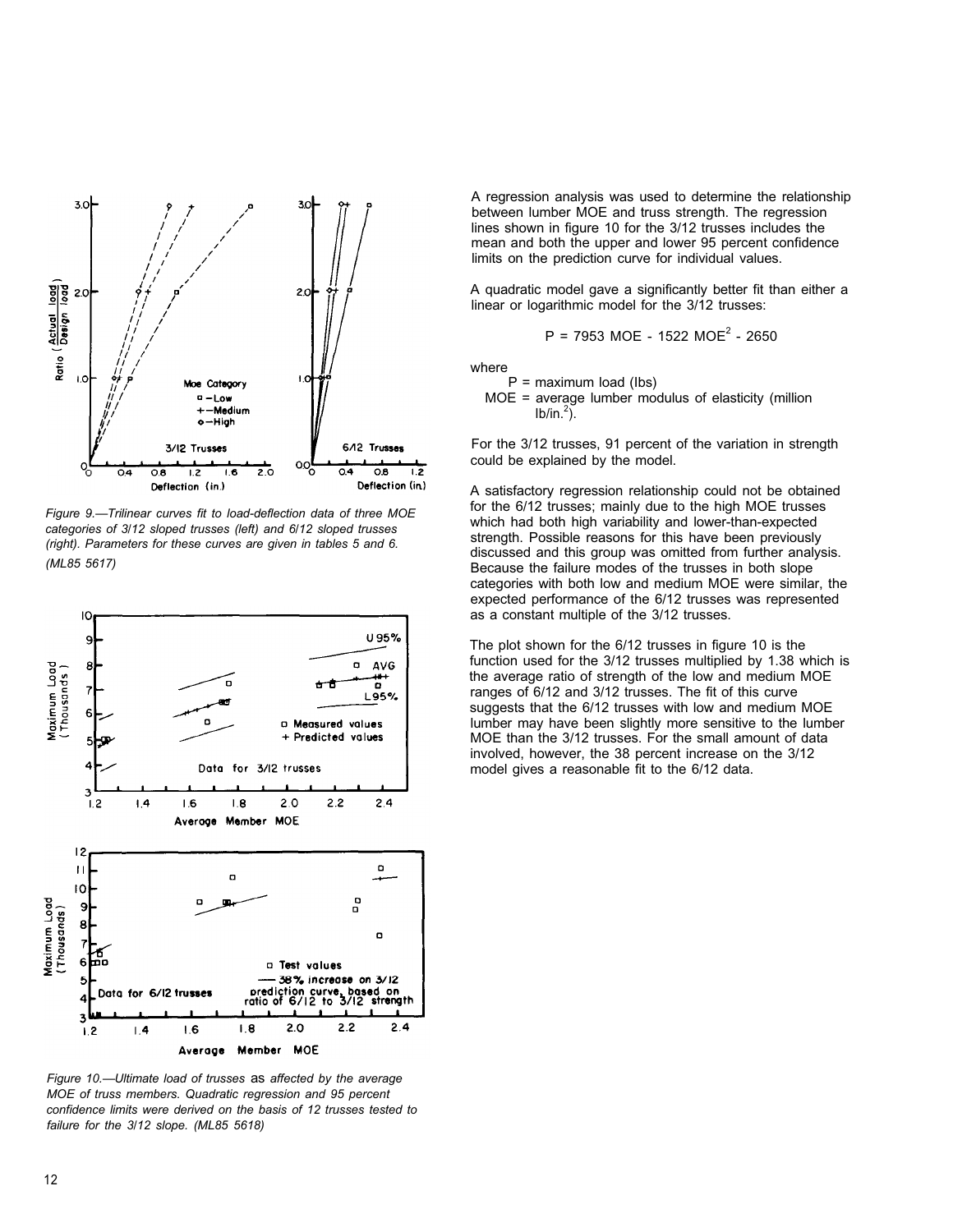*Figure 9.—Trilinear curves fit to load-deflection data of three MOE categories of 3/12 sloped trusses (left) and 6/12 sloped trusses (right). Parameters for these curves are given in tables 5 and 6. (ML85 5617)*

*Figure 10.—Ultimate load of trusses as affected by the average MOE of truss members. Quadratic regression and 95 percent confidence limits were derived on the basis of 12 trusses tested to failure for the 3/12 slope. (ML85 5618)*

A regression analysis was used to determine the relationship between lumber MOE and truss strength. The regression lines shown in figure 10 for the 3/12 trusses includes the mean and both the upper and lower 95 percent confidence limits on the prediction curve for individual values.

A quadratic model gave a significantly better fit than either a linear or logarithmic model for the 3/12 trusses:

$$P = 7953\ MOE - 1522\ MOE^2 - 2650$$

where

$P$ = maximum load (lbs)

MOE = average lumber modulus of elasticity (million $lb/in.^2$).

For the 3/12 trusses, 91 percent of the variation in strength could be explained by the model.

A satisfactory regression relationship could not be obtained for the 6/12 trusses; mainly due to the high MOE trusses which had both high variability and lower-than-expected strength. Possible reasons for this have been previously discussed and this group was omitted from further analysis. Because the failure modes of the trusses in both slope categories with both low and medium MOE were similar, the expected performance of the 6/12 trusses was represented as a constant multiple of the 3/12 trusses.

The plot shown for the 6/12 trusses in figure 10 is the function used for the 3/12 trusses multiplied by 1.38 which is the average ratio of strength of the low and medium MOE ranges of 6/12 and 3/12 trusses. The fit of this curve suggests that the 6/12 trusses with low and medium MOE lumber may have been slightly more sensitive to the lumber MOE than the 3/12 trusses. For the small amount of data involved, however, the 38 percent increase on the 3/12 model gives a reasonable fit to the 6/12 data.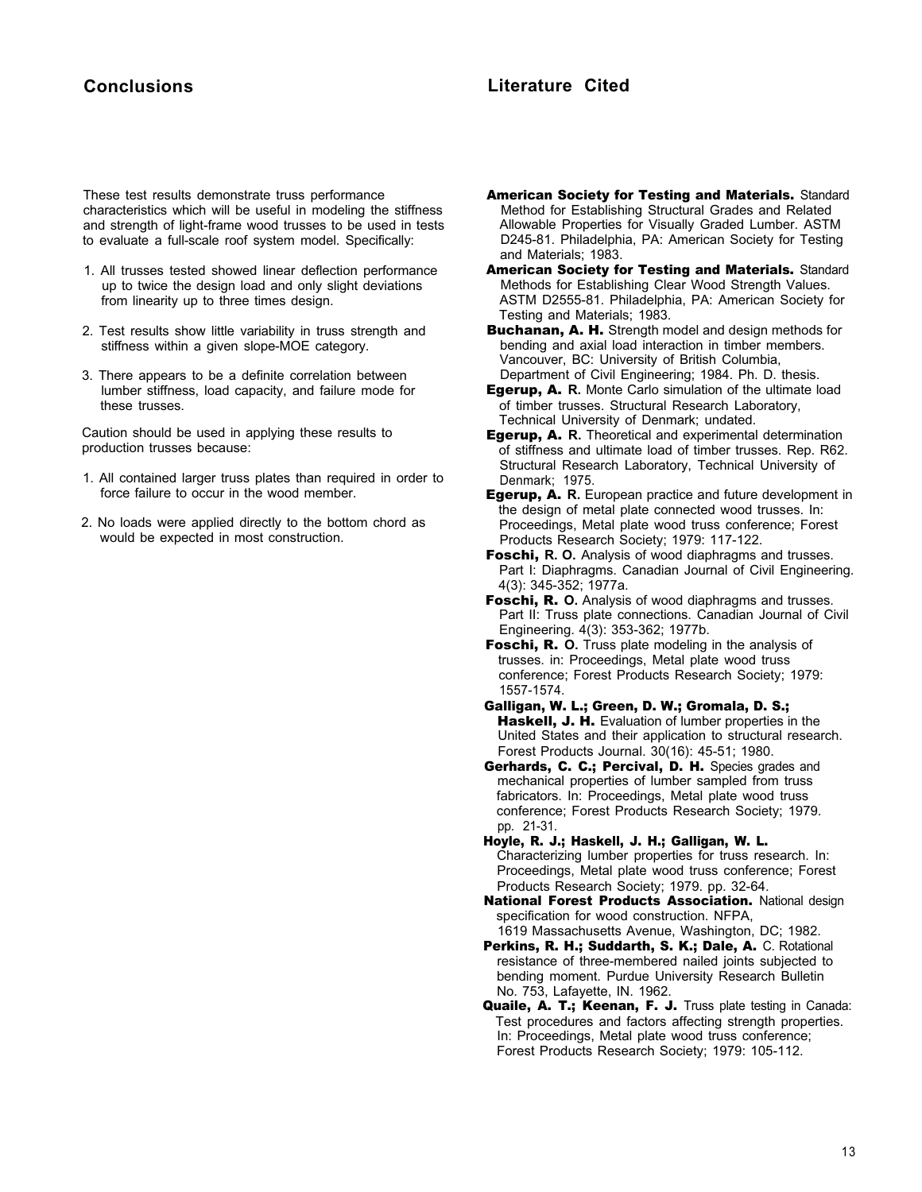## Conclusions

These test results demonstrate truss performance characteristics which will be useful in modeling the stiffness and strength of light-frame wood trusses to be used in tests to evaluate a full-scale roof system model. Specifically:

1. All trusses tested showed linear deflection performance up to twice the design load and only slight deviations from linearity up to three times design.
2. Test results show little variability in truss strength and stiffness within a given slope-MOE category.
3. There appears to be a definite correlation between lumber stiffness, load capacity, and failure mode for these trusses.

Caution should be used in applying these results to production trusses because:

1. All contained larger truss plates than required in order to force failure to occur in the wood member.
2. No loads were applied directly to the bottom chord as would be expected in most construction.

## Literature Cited

**American Society for Testing and Materials.** Standard Method for Establishing Structural Grades and Related Allowable Properties for Visually Graded Lumber. ASTM D245-81. Philadelphia, PA: American Society for Testing and Materials; 1983.

**American Society for Testing and Materials.** Standard Methods for Establishing Clear Wood Strength Values. ASTM D2555-81. Philadelphia, PA: American Society for Testing and Materials; 1983.

**Buchanan, A. H.** Strength model and design methods for bending and axial load interaction in timber members. Vancouver, BC: University of British Columbia, Department of Civil Engineering; 1984. Ph. D. thesis.

**Egerup, A. R.** Monte Carlo simulation of the ultimate load of timber trusses. Structural Research Laboratory, Technical University of Denmark; undated.

**Egerup, A. R.** Theoretical and experimental determination of stiffness and ultimate load of timber trusses. Rep. R62. Structural Research Laboratory, Technical University of Denmark; 1975.

**Egerup, A. R.** European practice and future development in the design of metal plate connected wood trusses. In: Proceedings, Metal plate wood truss conference; Forest Products Research Society; 1979: 117-122.

**Foschi, R. O.** Analysis of wood diaphragms and trusses. Part I: Diaphragms. Canadian Journal of Civil Engineering. 4(3): 345-352; 1977a.

**Foschi, R. O.** Analysis of wood diaphragms and trusses. Part II: Truss plate connections. Canadian Journal of Civil Engineering. 4(3): 353-362; 1977b.

**Foschi, R. O.** Truss plate modeling in the analysis of trusses. in: Proceedings, Metal plate wood truss conference; Forest Products Research Society; 1979: 1557-1574.

**Galligan, W. L.; Green, D. W.; Gromala, D. S.; Haskell, J. H.** Evaluation of lumber properties in the United States and their application to structural research. Forest Products Journal. 30(16): 45-51; 1980.

**Gerhards, C. C.; Percival, D. H.** Species grades and mechanical properties of lumber sampled from truss fabricators. In: Proceedings, Metal plate wood truss conference; Forest Products Research Society; 1979. pp. 21-31.

**Hoyle, R. J.; Haskell, J. H.; Galligan, W. L.** Characterizing lumber properties for truss research. In: Proceedings, Metal plate wood truss conference; Forest Products Research Society; 1979. pp. 32-64.

**National Forest Products Association.** National design specification for wood construction. NFPA, 1619 Massachusetts Avenue, Washington, DC; 1982.

**Perkins, R. H.; Suddarth, S. K.; Dale, A.** C. Rotational resistance of three-membered nailed joints subjected to bending moment. Purdue University Research Bulletin No. 753, Lafayette, IN. 1962.

**Quaile, A. T.; Keenan, F. J.** Truss plate testing in Canada: Test procedures and factors affecting strength properties. In: Proceedings, Metal plate wood truss conference; Forest Products Research Society; 1979: 105-112.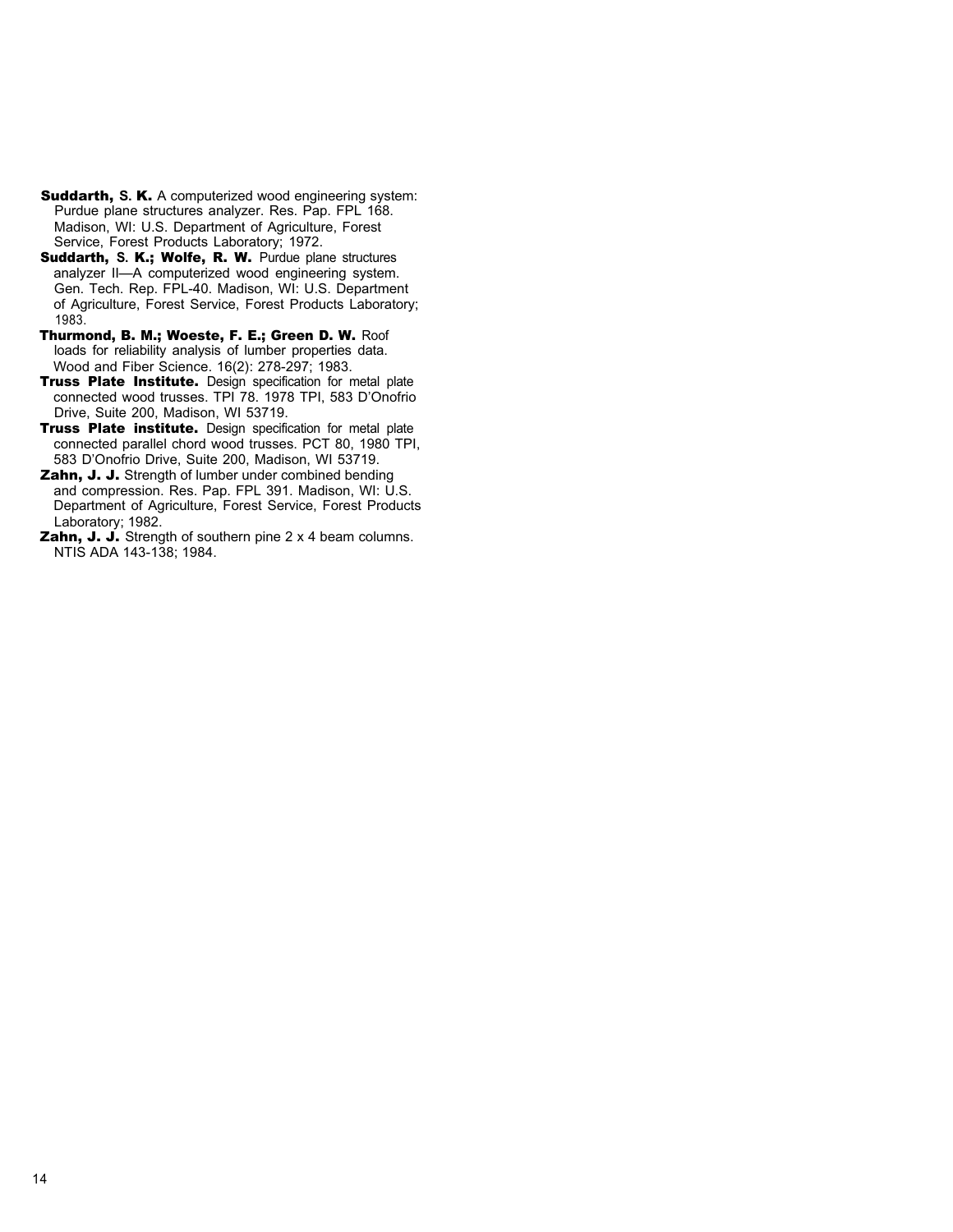**Suddarth, S. K.** A computerized wood engineering system: Purdue plane structures analyzer. Res. Pap. FPL 168. Madison, WI: U.S. Department of Agriculture, Forest Service, Forest Products Laboratory; 1972.

**Suddarth, S. K.; Wolfe, R. W.** Purdue plane structures analyzer II—A computerized wood engineering system. Gen. Tech. Rep. FPL-40. Madison, WI: U.S. Department of Agriculture, Forest Service, Forest Products Laboratory; 1983.

**Thurmond, B. M.; Woeste, F. E.; Green D. W.** Roof loads for reliability analysis of lumber properties data. Wood and Fiber Science. 16(2): 278-297; 1983.

**Truss Plate Institute.** Design specification for metal plate connected wood trusses. TPI 78. 1978 TPI, 583 D'Onofrio Drive, Suite 200, Madison, WI 53719.

**Truss Plate institute.** Design specification for metal plate connected parallel chord wood trusses. PCT 80, 1980 TPI, 583 D'Onofrio Drive, Suite 200, Madison, WI 53719.

**Zahn, J. J.** Strength of lumber under combined bending and compression. Res. Pap. FPL 391. Madison, WI: U.S. Department of Agriculture, Forest Service, Forest Products Laboratory; 1982.

**Zahn, J. J.** Strength of southern pine 2 x 4 beam columns. NTIS ADA 143-138; 1984.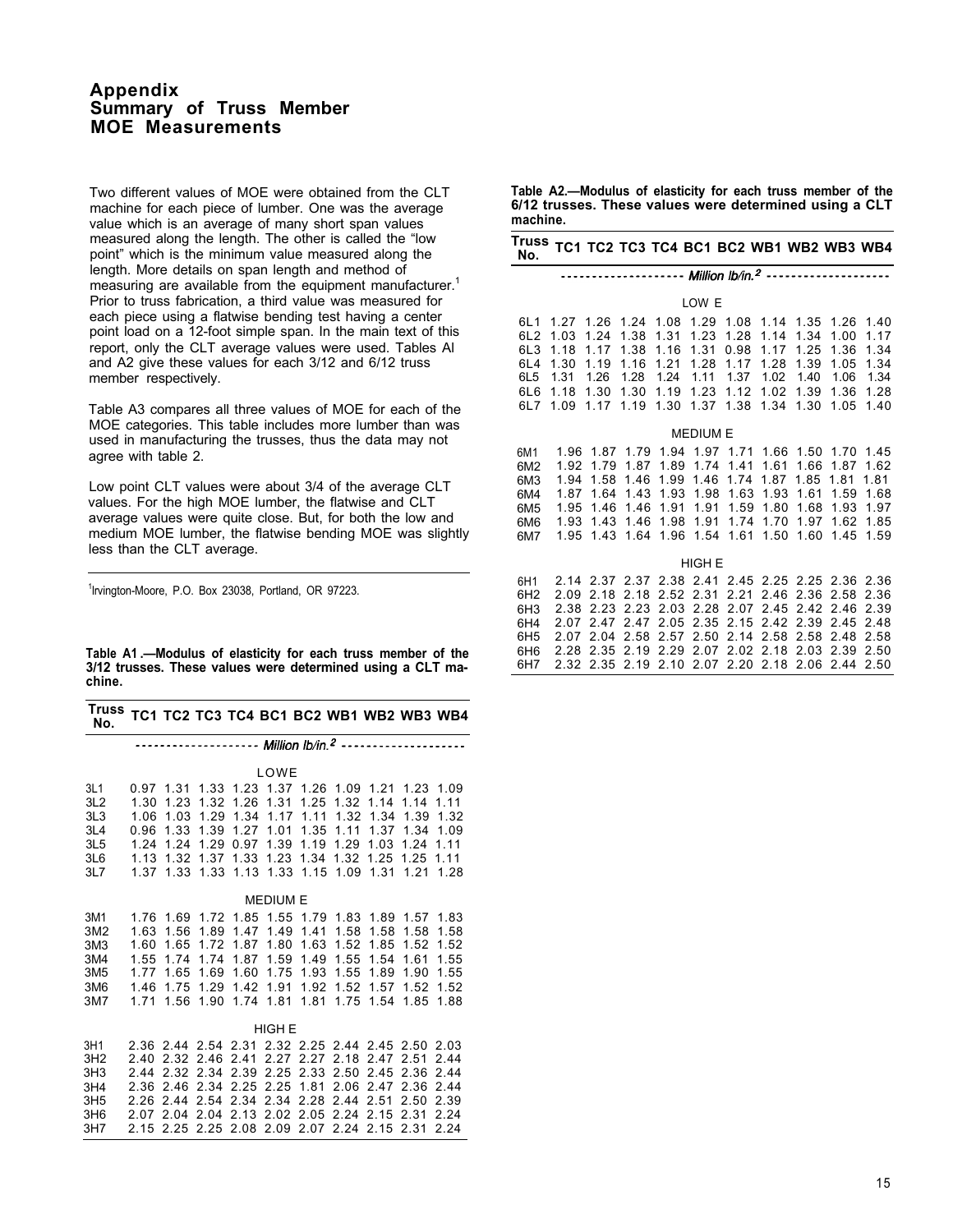# Appendix
# Summary of Truss Member MOE Measurements

Two different values of MOE were obtained from the CLT machine for each piece of lumber. One was the average value which is an average of many short span values measured along the length. The other is called the "low point" which is the minimum value measured along the length. More details on span length and method of measuring are available from the equipment manufacturer.[1] Prior to truss fabrication, a third value was measured for each piece using a flatwise bending test having a center point load on a 12-foot simple span. In the main text of this report, only the CLT average values were used. Tables Al and A2 give these values for each 3/12 and 6/12 truss member respectively.

Table A3 compares all three values of MOE for each of the MOE categories. This table includes more lumber than was used in manufacturing the trusses, thus the data may not agree with table 2.

Low point CLT values were about 3/4 of the average CLT values. For the high MOE lumber, the flatwise and CLT average values were quite close. But, for both the low and medium MOE lumber, the flatwise bending MOE was slightly less than the CLT average.

[1]Irvington-Moore, P.O. Box 23038, Portland, OR 97223.

**Table A1.—Modulus of elasticity for each truss member of the 3/12 trusses. These values were determined using a CLT machine.**

| Truss No. | TC1 | TC2 | TC3 | TC4 | BC1 | BC2 | WB1 | WB2 | WB3 | WB4 |
|---|---|---|---|---|---|---|---|---|---|---|
| | *Million lb/in.²* | | | | | | | | | |
| | | | | | LOWE | | | | | |
| 3L1 | 0.97 | 1.31 | 1.33 | 1.23 | 1.37 | 1.26 | 1.09 | 1.21 | 1.23 | 1.09 |
| 3L2 | 1.30 | 1.23 | 1.32 | 1.26 | 1.31 | 1.25 | 1.32 | 1.14 | 1.14 | 1.11 |
| 3L3 | 1.06 | 1.03 | 1.29 | 1.34 | 1.17 | 1.11 | 1.32 | 1.34 | 1.39 | 1.32 |
| 3L4 | 0.96 | 1.33 | 1.39 | 1.27 | 1.01 | 1.35 | 1.11 | 1.37 | 1.34 | 1.09 |
| 3L5 | 1.24 | 1.24 | 1.29 | 0.97 | 1.39 | 1.19 | 1.29 | 1.03 | 1.24 | 1.11 |
| 3L6 | 1.13 | 1.32 | 1.37 | 1.33 | 1.23 | 1.34 | 1.32 | 1.25 | 1.25 | 1.11 |
| 3L7 | 1.37 | 1.33 | 1.33 | 1.13 | 1.33 | 1.15 | 1.09 | 1.31 | 1.21 | 1.28 |
| | | | | | MEDIUM E | | | | | |
| 3M1 | 1.76 | 1.69 | 1.72 | 1.85 | 1.55 | 1.79 | 1.83 | 1.89 | 1.57 | 1.83 |
| 3M2 | 1.63 | 1.56 | 1.89 | 1.47 | 1.49 | 1.41 | 1.58 | 1.58 | 1.58 | 1.58 |
| 3M3 | 1.60 | 1.65 | 1.72 | 1.87 | 1.80 | 1.63 | 1.52 | 1.85 | 1.52 | 1.52 |
| 3M4 | 1.55 | 1.74 | 1.74 | 1.87 | 1.59 | 1.49 | 1.55 | 1.54 | 1.61 | 1.55 |
| 3M5 | 1.77 | 1.65 | 1.69 | 1.60 | 1.75 | 1.93 | 1.55 | 1.89 | 1.90 | 1.55 |
| 3M6 | 1.46 | 1.75 | 1.29 | 1.42 | 1.91 | 1.92 | 1.52 | 1.57 | 1.52 | 1.52 |
| 3M7 | 1.71 | 1.56 | 1.90 | 1.74 | 1.81 | 1.81 | 1.75 | 1.54 | 1.85 | 1.88 |
| | | | | | HIGH E | | | | | |
| 3H1 | 2.36 | 2.44 | 2.54 | 2.31 | 2.32 | 2.25 | 2.44 | 2.45 | 2.50 | 2.03 |
| 3H2 | 2.40 | 2.32 | 2.46 | 2.41 | 2.27 | 2.27 | 2.18 | 2.47 | 2.51 | 2.44 |
| 3H3 | 2.44 | 2.32 | 2.34 | 2.39 | 2.25 | 2.33 | 2.50 | 2.45 | 2.36 | 2.44 |
| 3H4 | 2.36 | 2.46 | 2.34 | 2.25 | 2.25 | 1.81 | 2.06 | 2.47 | 2.36 | 2.44 |
| 3H5 | 2.26 | 2.44 | 2.54 | 2.34 | 2.34 | 2.28 | 2.44 | 2.51 | 2.50 | 2.39 |
| 3H6 | 2.07 | 2.04 | 2.04 | 2.13 | 2.02 | 2.05 | 2.24 | 2.15 | 2.31 | 2.24 |
| 3H7 | 2.15 | 2.25 | 2.25 | 2.08 | 2.09 | 2.07 | 2.24 | 2.15 | 2.31 | 2.24 |

**Table A2.—Modulus of elasticity for each truss member of the 6/12 trusses. These values were determined using a CLT machine.**

| Truss No. | TC1 | TC2 | TC3 | TC4 | BC1 | BC2 | WB1 | WB2 | WB3 | WB4 |
|---|---|---|---|---|---|---|---|---|---|---|
| | *Million lb/in.²* | | | | | | | | | |
| | | | | | LOW E | | | | | |
| 6L1 | 1.27 | 1.26 | 1.24 | 1.08 | 1.29 | 1.08 | 1.14 | 1.35 | 1.26 | 1.40 |
| 6L2 | 1.03 | 1.24 | 1.38 | 1.31 | 1.23 | 1.28 | 1.14 | 1.34 | 1.00 | 1.17 |
| 6L3 | 1.18 | 1.17 | 1.38 | 1.16 | 1.31 | 0.98 | 1.17 | 1.25 | 1.36 | 1.34 |
| 6L4 | 1.30 | 1.19 | 1.16 | 1.21 | 1.28 | 1.17 | 1.28 | 1.39 | 1.05 | 1.34 |
| 6L5 | 1.31 | 1.26 | 1.28 | 1.24 | 1.11 | 1.37 | 1.02 | 1.40 | 1.06 | 1.34 |
| 6L6 | 1.18 | 1.30 | 1.30 | 1.19 | 1.23 | 1.12 | 1.02 | 1.39 | 1.36 | 1.28 |
| 6L7 | 1.09 | 1.17 | 1.19 | 1.30 | 1.37 | 1.38 | 1.34 | 1.30 | 1.05 | 1.40 |
| | | | | | MEDIUM E | | | | | |
| 6M1 | 1.96 | 1.87 | 1.79 | 1.94 | 1.97 | 1.71 | 1.66 | 1.50 | 1.70 | 1.45 |
| 6M2 | 1.92 | 1.79 | 1.87 | 1.89 | 1.74 | 1.41 | 1.61 | 1.66 | 1.87 | 1.62 |
| 6M3 | 1.94 | 1.58 | 1.46 | 1.99 | 1.46 | 1.74 | 1.87 | 1.85 | 1.81 | 1.81 |
| 6M4 | 1.87 | 1.64 | 1.43 | 1.93 | 1.98 | 1.63 | 1.93 | 1.61 | 1.59 | 1.68 |
| 6M5 | 1.95 | 1.46 | 1.46 | 1.91 | 1.91 | 1.59 | 1.80 | 1.68 | 1.93 | 1.97 |
| 6M6 | 1.93 | 1.43 | 1.46 | 1.98 | 1.91 | 1.74 | 1.70 | 1.97 | 1.62 | 1.85 |
| 6M7 | 1.95 | 1.43 | 1.64 | 1.96 | 1.54 | 1.61 | 1.50 | 1.60 | 1.45 | 1.59 |
| | | | | | HIGH E | | | | | |
| 6H1 | 2.14 | 2.37 | 2.37 | 2.38 | 2.41 | 2.45 | 2.25 | 2.25 | 2.36 | 2.36 |
| 6H2 | 2.09 | 2.18 | 2.18 | 2.52 | 2.31 | 2.21 | 2.46 | 2.36 | 2.58 | 2.36 |
| 6H3 | 2.38 | 2.23 | 2.23 | 2.03 | 2.28 | 2.07 | 2.45 | 2.42 | 2.46 | 2.39 |
| 6H4 | 2.07 | 2.47 | 2.47 | 2.05 | 2.35 | 2.15 | 2.42 | 2.39 | 2.45 | 2.48 |
| 6H5 | 2.07 | 2.04 | 2.58 | 2.57 | 2.50 | 2.14 | 2.58 | 2.58 | 2.48 | 2.58 |
| 6H6 | 2.28 | 2.35 | 2.19 | 2.29 | 2.07 | 2.02 | 2.18 | 2.03 | 2.39 | 2.50 |
| 6H7 | 2.32 | 2.35 | 2.19 | 2.10 | 2.07 | 2.20 | 2.18 | 2.06 | 2.44 | 2.50 |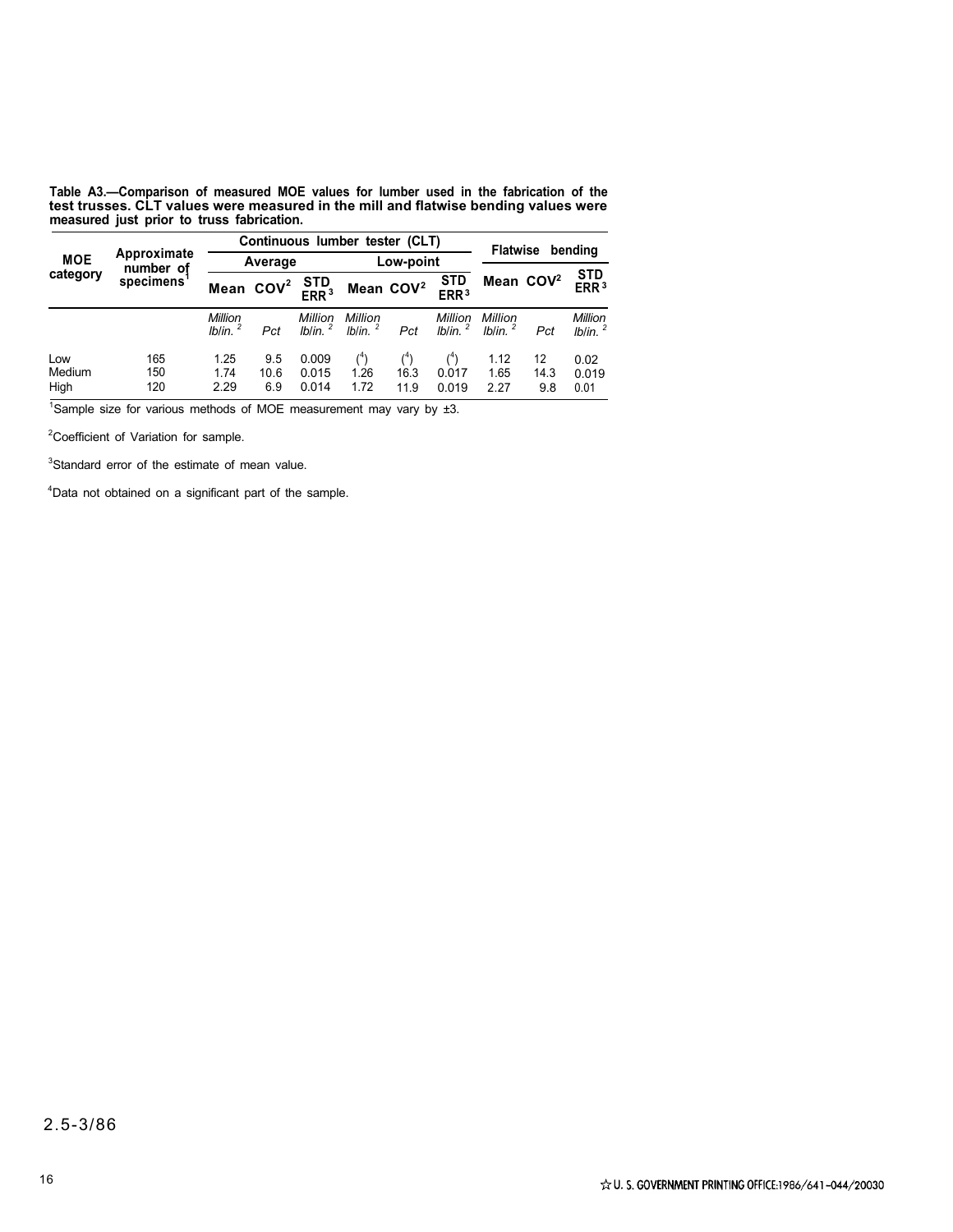**Table A3.—Comparison of measured MOE values for lumber used in the fabrication of the test trusses. CLT values were measured in the mill and flatwise bending values were measured just prior to truss fabrication.**

| MOE category | Approximate number of specimens[1] | Continuous lumber tester (CLT) | | | | | | Flatwise bending | | |
|---|---|---|---|---|---|---|---|---|---|---|
| | | Average | | | Low-point | | | | | |
| | | Mean | COV[2] | STD ERR[3] | Mean | COV[2] | STD ERR[3] | Mean | COV[2] | STD ERR[3] |
| | | *Million lb/in.²* | *Pct* | *Million lb/in.²* | *Million lb/in.²* | *Pct* | *Million lb/in.²* | *Million lb/in.²* | *Pct* | *Million lb/in.²* |
| Low | 165 | 1.25 | 9.5 | 0.009 | ([4]) | ([4]) | ([4]) | 1.12 | 12 | 0.02 |
| Medium | 150 | 1.74 | 10.6 | 0.015 | 1.26 | 16.3 | 0.017 | 1.65 | 14.3 | 0.019 |
| High | 120 | 2.29 | 6.9 | 0.014 | 1.72 | 11.9 | 0.019 | 2.27 | 9.8 | 0.01 |

[1]Sample size for various methods of MOE measurement may vary by ±3.

[2]Coefficient of Variation for sample.

[3]Standard error of the estimate of mean value.

[4]Data not obtained on a significant part of the sample.

2.5-3/86

☆ U. S. GOVERNMENT PRINTING OFFICE:1986/641-044/20030